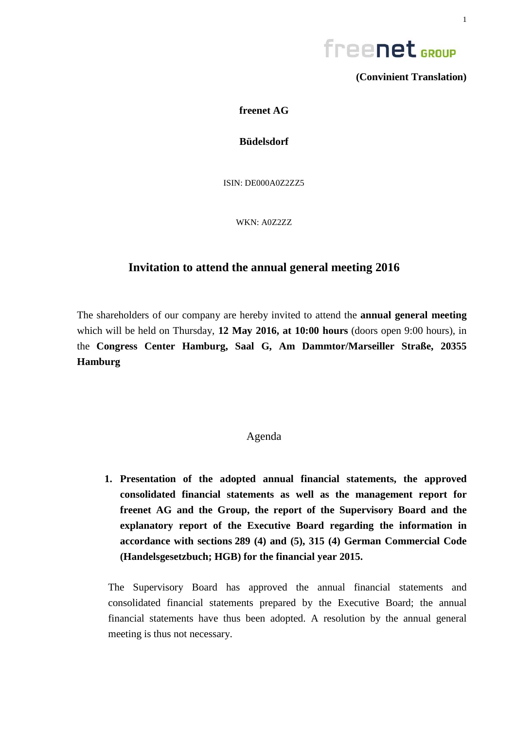**(Convinient Translation)**

**freenet AG**

**Büdelsdorf**

ISIN: DE000A0Z2ZZ5

WKN: A0Z2ZZ

# Invitation to attend the annual general meeting 2016

The shareholders of our company are hereby invited to attend the **annual general meeting** which will be held on Thursday, **12 May 2016, at 10:00 hours** (doors open 9:00 hours), in the **Congress Center Hamburg, Saal G, Am Dammtor/Marseiller Straße, 20355 Hamburg**

## Agenda

1. **Presentation of the adopted annual financial statements, the approved consolidated financial statements as well as the management report for freenet AG and the Group, the report of the Supervisory Board and the explanatory report of the Executive Board regarding the information in accordance with sections 289 (4) and (5), 315 (4) German Commercial Code (Handelsgesetzbuch; HGB) for the financial year 2015.**

   The Supervisory Board has approved the annual financial statements and consolidated financial statements prepared by the Executive Board; the annual financial statements have thus been adopted. A resolution by the annual general meeting is thus not necessary.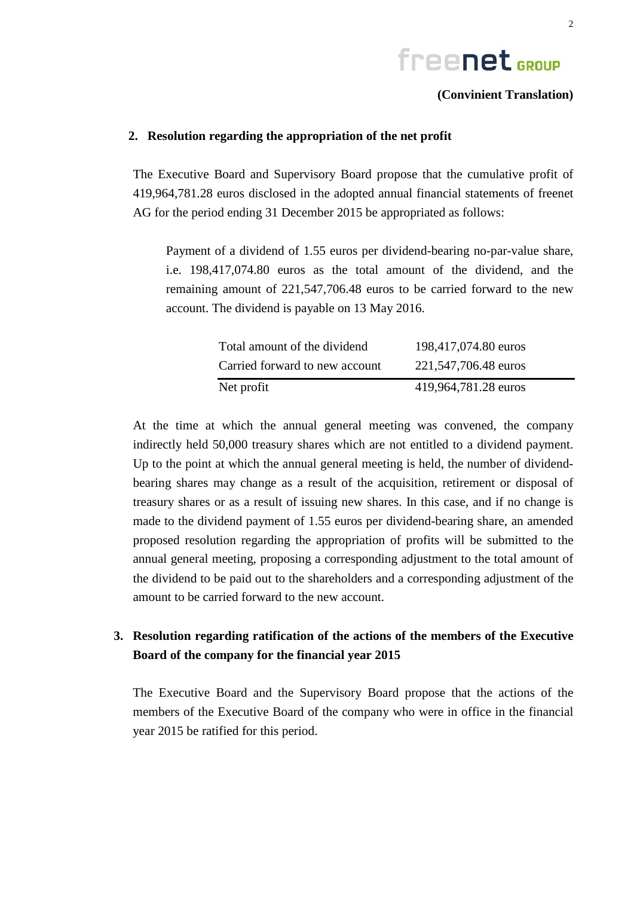**(Convinient Translation)**

## 2. Resolution regarding the appropriation of the net profit

The Executive Board and Supervisory Board propose that the cumulative profit of 419,964,781.28 euros disclosed in the adopted annual financial statements of freenet AG for the period ending 31 December 2015 be appropriated as follows:

> Payment of a dividend of 1.55 euros per dividend-bearing no-par-value share, i.e. 198,417,074.80 euros as the total amount of the dividend, and the remaining amount of 221,547,706.48 euros to be carried forward to the new account. The dividend is payable on 13 May 2016.

| | |
|---|---|
| Total amount of the dividend | 198,417,074.80 euros |
| Carried forward to new account | 221,547,706.48 euros |
| Net profit | 419,964,781.28 euros |

At the time at which the annual general meeting was convened, the company indirectly held 50,000 treasury shares which are not entitled to a dividend payment. Up to the point at which the annual general meeting is held, the number of dividend-bearing shares may change as a result of the acquisition, retirement or disposal of treasury shares or as a result of issuing new shares. In this case, and if no change is made to the dividend payment of 1.55 euros per dividend-bearing share, an amended proposed resolution regarding the appropriation of profits will be submitted to the annual general meeting, proposing a corresponding adjustment to the total amount of the dividend to be paid out to the shareholders and a corresponding adjustment of the amount to be carried forward to the new account.

## 3. Resolution regarding ratification of the actions of the members of the Executive Board of the company for the financial year 2015

The Executive Board and the Supervisory Board propose that the actions of the members of the Executive Board of the company who were in office in the financial year 2015 be ratified for this period.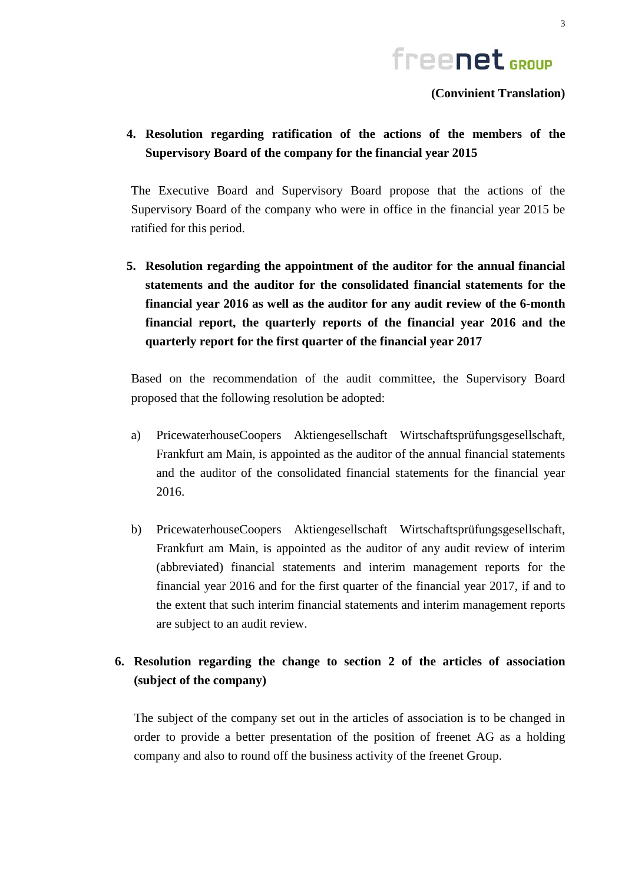**(Convinient Translation)**

4. **Resolution regarding ratification of the actions of the members of the Supervisory Board of the company for the financial year 2015**

   The Executive Board and Supervisory Board propose that the actions of the Supervisory Board of the company who were in office in the financial year 2015 be ratified for this period.

5. **Resolution regarding the appointment of the auditor for the annual financial statements and the auditor for the consolidated financial statements for the financial year 2016 as well as the auditor for any audit review of the 6-month financial report, the quarterly reports of the financial year 2016 and the quarterly report for the first quarter of the financial year 2017**

   Based on the recommendation of the audit committee, the Supervisory Board proposed that the following resolution be adopted:

   a) PricewaterhouseCoopers Aktiengesellschaft Wirtschaftsprüfungsgesellschaft, Frankfurt am Main, is appointed as the auditor of the annual financial statements and the auditor of the consolidated financial statements for the financial year 2016.

   b) PricewaterhouseCoopers Aktiengesellschaft Wirtschaftsprüfungsgesellschaft, Frankfurt am Main, is appointed as the auditor of any audit review of interim (abbreviated) financial statements and interim management reports for the financial year 2016 and for the first quarter of the financial year 2017, if and to the extent that such interim financial statements and interim management reports are subject to an audit review.

6. **Resolution regarding the change to section 2 of the articles of association (subject of the company)**

   The subject of the company set out in the articles of association is to be changed in order to provide a better presentation of the position of freenet AG as a holding company and also to round off the business activity of the freenet Group.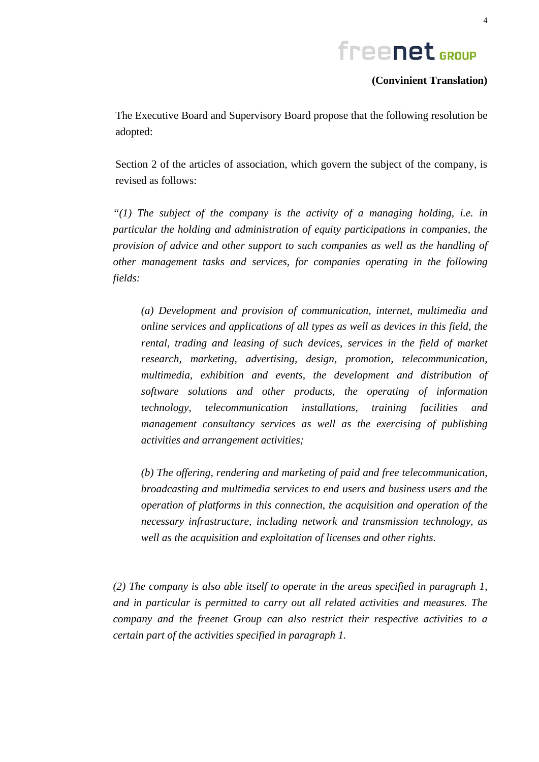**(Convinient Translation)**

The Executive Board and Supervisory Board propose that the following resolution be adopted:

Section 2 of the articles of association, which govern the subject of the company, is revised as follows:

*"(1) The subject of the company is the activity of a managing holding, i.e. in particular the holding and administration of equity participations in companies, the provision of advice and other support to such companies as well as the handling of other management tasks and services, for companies operating in the following fields:*

> *(a) Development and provision of communication, internet, multimedia and online services and applications of all types as well as devices in this field, the rental, trading and leasing of such devices, services in the field of market research, marketing, advertising, design, promotion, telecommunication, multimedia, exhibition and events, the development and distribution of software solutions and other products, the operating of information technology, telecommunication installations, training facilities and management consultancy services as well as the exercising of publishing activities and arrangement activities;*
>
> *(b) The offering, rendering and marketing of paid and free telecommunication, broadcasting and multimedia services to end users and business users and the operation of platforms in this connection, the acquisition and operation of the necessary infrastructure, including network and transmission technology, as well as the acquisition and exploitation of licenses and other rights.*

*(2) The company is also able itself to operate in the areas specified in paragraph 1, and in particular is permitted to carry out all related activities and measures. The company and the freenet Group can also restrict their respective activities to a certain part of the activities specified in paragraph 1.*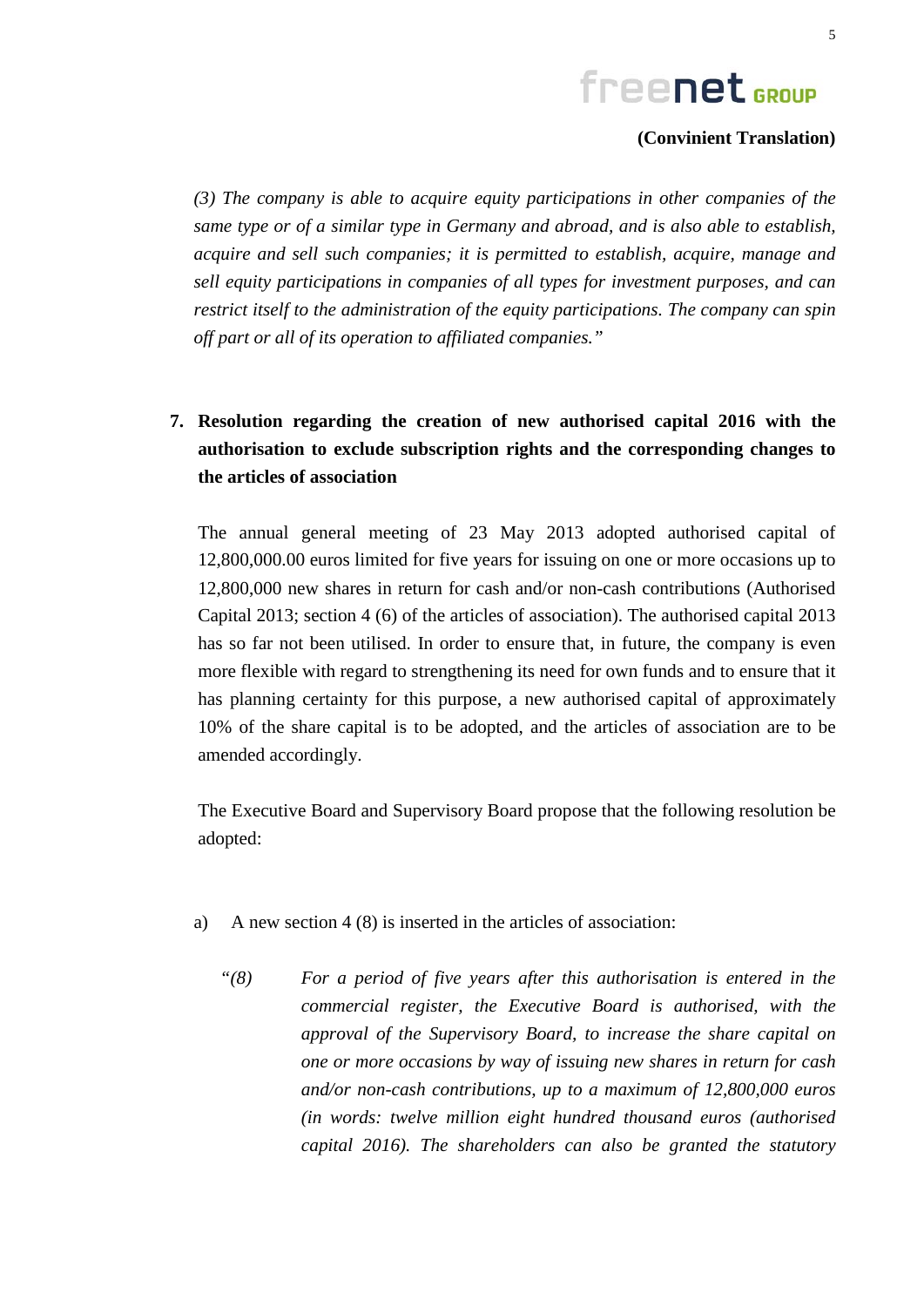**(Convinient Translation)**

*(3) The company is able to acquire equity participations in other companies of the same type or of a similar type in Germany and abroad, and is also able to establish, acquire and sell such companies; it is permitted to establish, acquire, manage and sell equity participations in companies of all types for investment purposes, and can restrict itself to the administration of the equity participations. The company can spin off part or all of its operation to affiliated companies."*

**7. Resolution regarding the creation of new authorised capital 2016 with the authorisation to exclude subscription rights and the corresponding changes to the articles of association**

The annual general meeting of 23 May 2013 adopted authorised capital of 12,800,000.00 euros limited for five years for issuing on one or more occasions up to 12,800,000 new shares in return for cash and/or non-cash contributions (Authorised Capital 2013; section 4 (6) of the articles of association). The authorised capital 2013 has so far not been utilised. In order to ensure that, in future, the company is even more flexible with regard to strengthening its need for own funds and to ensure that it has planning certainty for this purpose, a new authorised capital of approximately 10% of the share capital is to be adopted, and the articles of association are to be amended accordingly.

The Executive Board and Supervisory Board propose that the following resolution be adopted:

a) A new section 4 (8) is inserted in the articles of association:

*"(8) For a period of five years after this authorisation is entered in the commercial register, the Executive Board is authorised, with the approval of the Supervisory Board, to increase the share capital on one or more occasions by way of issuing new shares in return for cash and/or non-cash contributions, up to a maximum of 12,800,000 euros (in words: twelve million eight hundred thousand euros (authorised capital 2016). The shareholders can also be granted the statutory*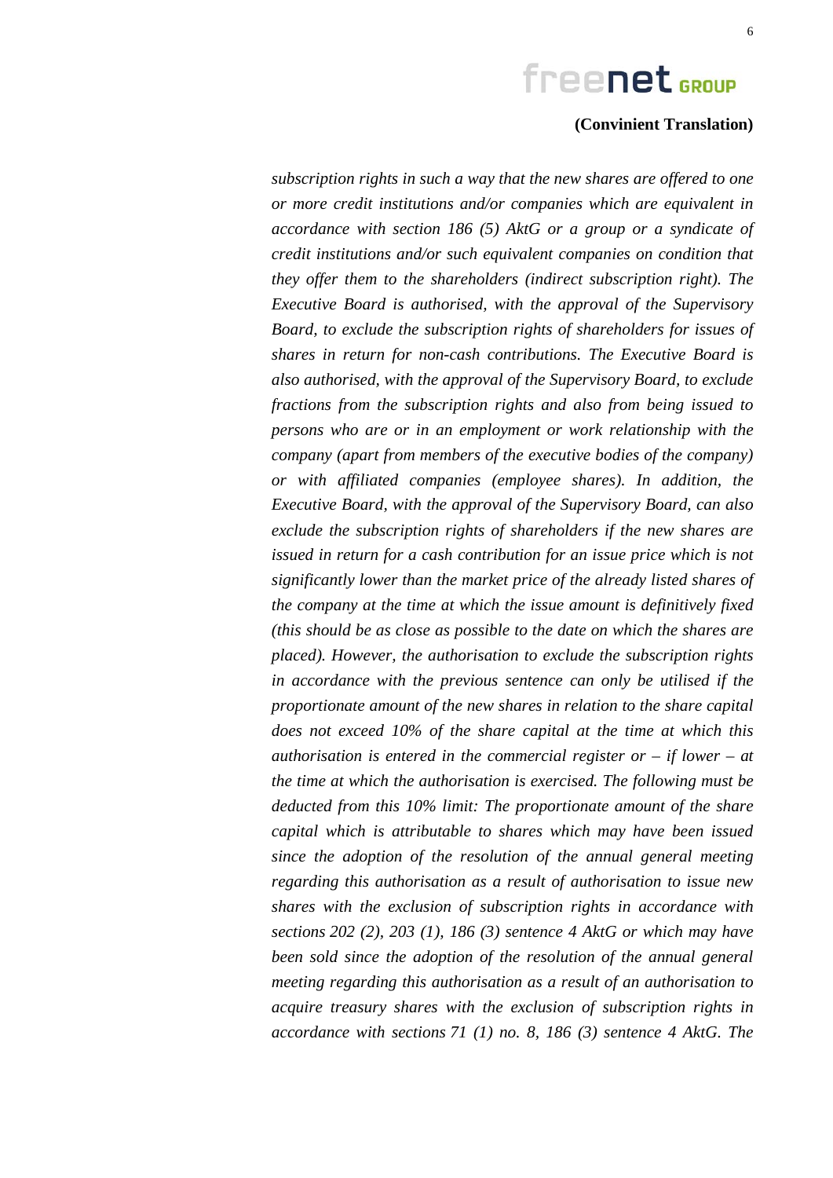*subscription rights in such a way that the new shares are offered to one or more credit institutions and/or companies which are equivalent in accordance with section 186 (5) AktG or a group or a syndicate of credit institutions and/or such equivalent companies on condition that they offer them to the shareholders (indirect subscription right). The Executive Board is authorised, with the approval of the Supervisory Board, to exclude the subscription rights of shareholders for issues of shares in return for non-cash contributions. The Executive Board is also authorised, with the approval of the Supervisory Board, to exclude fractions from the subscription rights and also from being issued to persons who are or in an employment or work relationship with the company (apart from members of the executive bodies of the company) or with affiliated companies (employee shares). In addition, the Executive Board, with the approval of the Supervisory Board, can also exclude the subscription rights of shareholders if the new shares are issued in return for a cash contribution for an issue price which is not significantly lower than the market price of the already listed shares of the company at the time at which the issue amount is definitively fixed (this should be as close as possible to the date on which the shares are placed). However, the authorisation to exclude the subscription rights in accordance with the previous sentence can only be utilised if the proportionate amount of the new shares in relation to the share capital does not exceed 10% of the share capital at the time at which this authorisation is entered in the commercial register or – if lower – at the time at which the authorisation is exercised. The following must be deducted from this 10% limit: The proportionate amount of the share capital which is attributable to shares which may have been issued since the adoption of the resolution of the annual general meeting regarding this authorisation as a result of authorisation to issue new shares with the exclusion of subscription rights in accordance with sections 202 (2), 203 (1), 186 (3) sentence 4 AktG or which may have been sold since the adoption of the resolution of the annual general meeting regarding this authorisation as a result of an authorisation to acquire treasury shares with the exclusion of subscription rights in accordance with sections 71 (1) no. 8, 186 (3) sentence 4 AktG. The*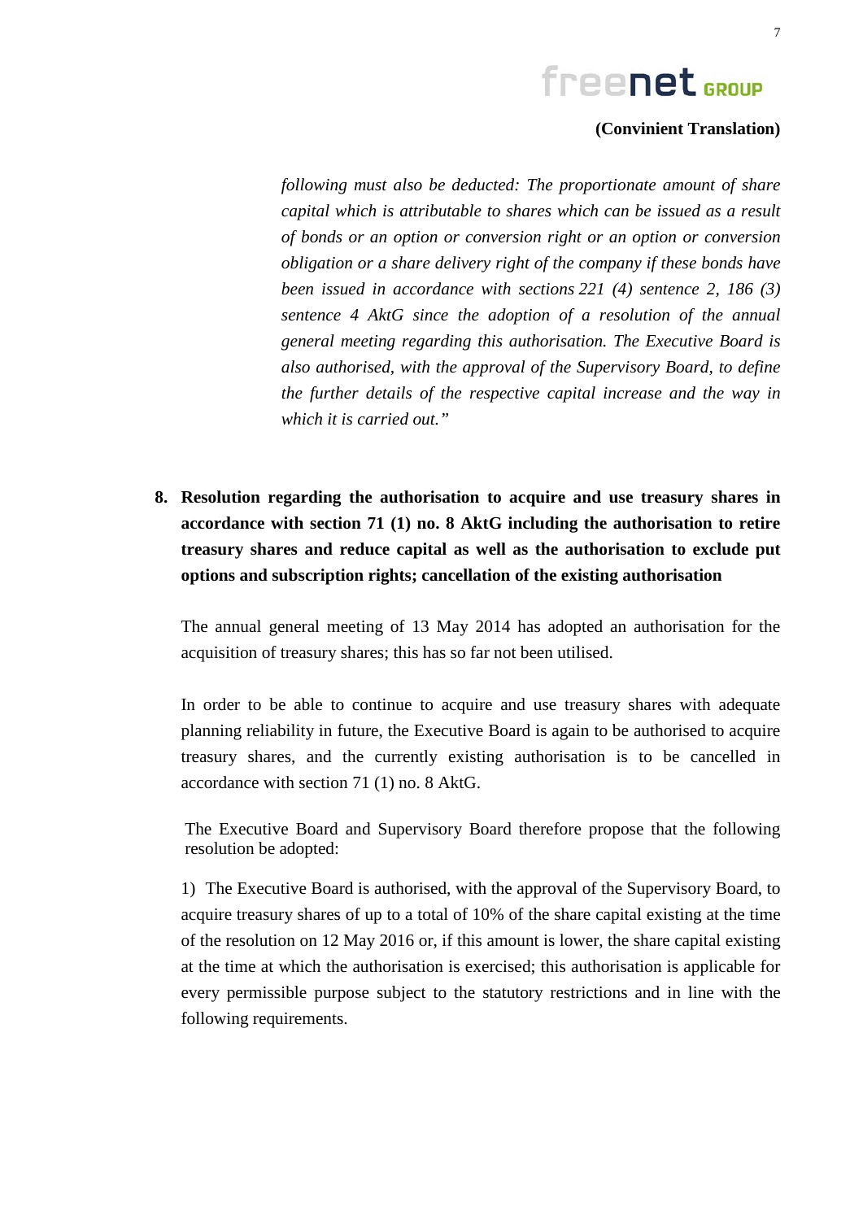**(Convinient Translation)**

*following must also be deducted: The proportionate amount of share capital which is attributable to shares which can be issued as a result of bonds or an option or conversion right or an option or conversion obligation or a share delivery right of the company if these bonds have been issued in accordance with sections 221 (4) sentence 2, 186 (3) sentence 4 AktG since the adoption of a resolution of the annual general meeting regarding this authorisation. The Executive Board is also authorised, with the approval of the Supervisory Board, to define the further details of the respective capital increase and the way in which it is carried out."*

**8. Resolution regarding the authorisation to acquire and use treasury shares in accordance with section 71 (1) no. 8 AktG including the authorisation to retire treasury shares and reduce capital as well as the authorisation to exclude put options and subscription rights; cancellation of the existing authorisation**

The annual general meeting of 13 May 2014 has adopted an authorisation for the acquisition of treasury shares; this has so far not been utilised.

In order to be able to continue to acquire and use treasury shares with adequate planning reliability in future, the Executive Board is again to be authorised to acquire treasury shares, and the currently existing authorisation is to be cancelled in accordance with section 71 (1) no. 8 AktG.

The Executive Board and Supervisory Board therefore propose that the following resolution be adopted:

1) The Executive Board is authorised, with the approval of the Supervisory Board, to acquire treasury shares of up to a total of 10% of the share capital existing at the time of the resolution on 12 May 2016 or, if this amount is lower, the share capital existing at the time at which the authorisation is exercised; this authorisation is applicable for every permissible purpose subject to the statutory restrictions and in line with the following requirements.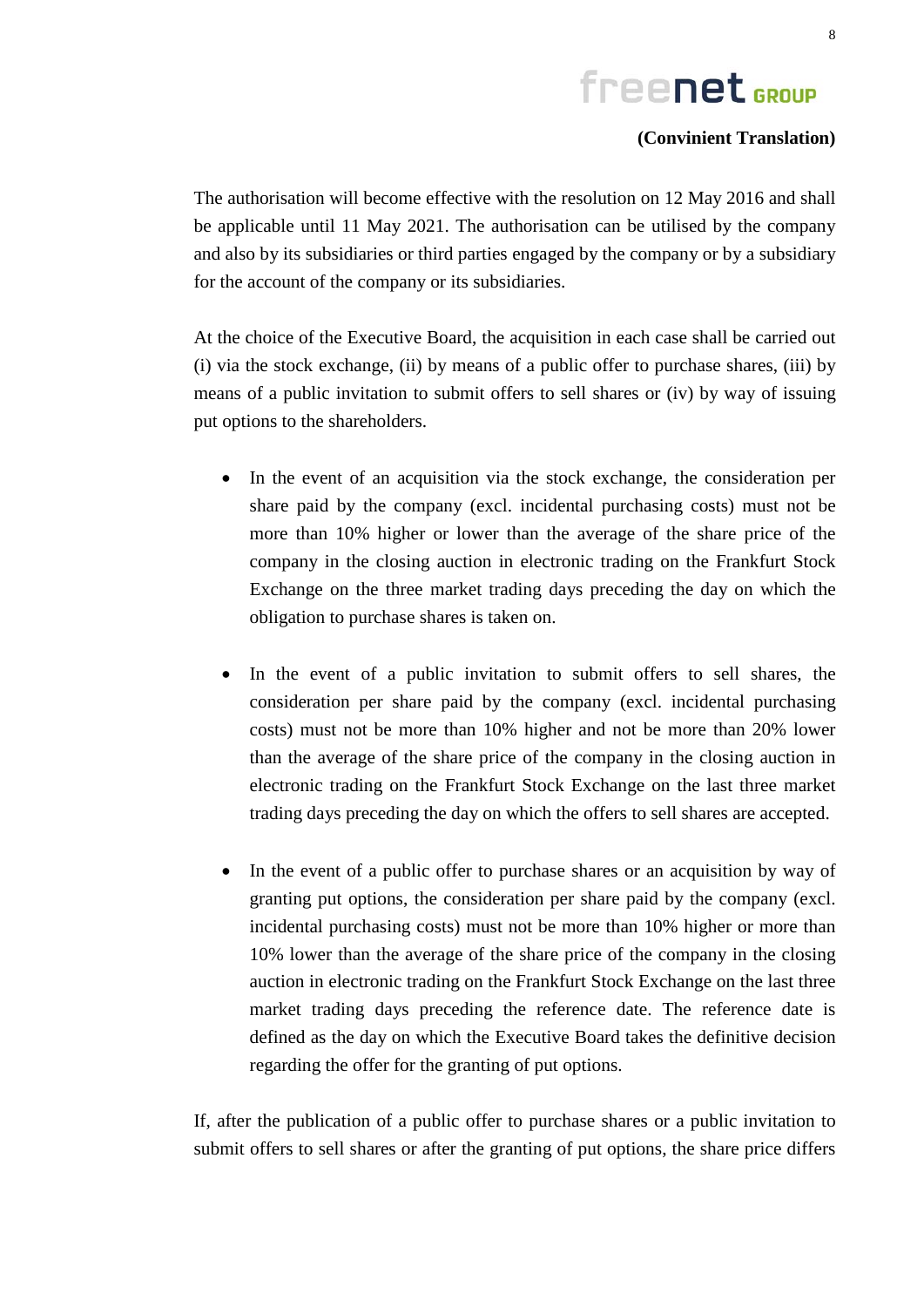The authorisation will become effective with the resolution on 12 May 2016 and shall be applicable until 11 May 2021. The authorisation can be utilised by the company and also by its subsidiaries or third parties engaged by the company or by a subsidiary for the account of the company or its subsidiaries.

At the choice of the Executive Board, the acquisition in each case shall be carried out (i) via the stock exchange, (ii) by means of a public offer to purchase shares, (iii) by means of a public invitation to submit offers to sell shares or (iv) by way of issuing put options to the shareholders.

- In the event of an acquisition via the stock exchange, the consideration per share paid by the company (excl. incidental purchasing costs) must not be more than 10% higher or lower than the average of the share price of the company in the closing auction in electronic trading on the Frankfurt Stock Exchange on the three market trading days preceding the day on which the obligation to purchase shares is taken on.

- In the event of a public invitation to submit offers to sell shares, the consideration per share paid by the company (excl. incidental purchasing costs) must not be more than 10% higher and not be more than 20% lower than the average of the share price of the company in the closing auction in electronic trading on the Frankfurt Stock Exchange on the last three market trading days preceding the day on which the offers to sell shares are accepted.

- In the event of a public offer to purchase shares or an acquisition by way of granting put options, the consideration per share paid by the company (excl. incidental purchasing costs) must not be more than 10% higher or more than 10% lower than the average of the share price of the company in the closing auction in electronic trading on the Frankfurt Stock Exchange on the last three market trading days preceding the reference date. The reference date is defined as the day on which the Executive Board takes the definitive decision regarding the offer for the granting of put options.

If, after the publication of a public offer to purchase shares or a public invitation to submit offers to sell shares or after the granting of put options, the share price differs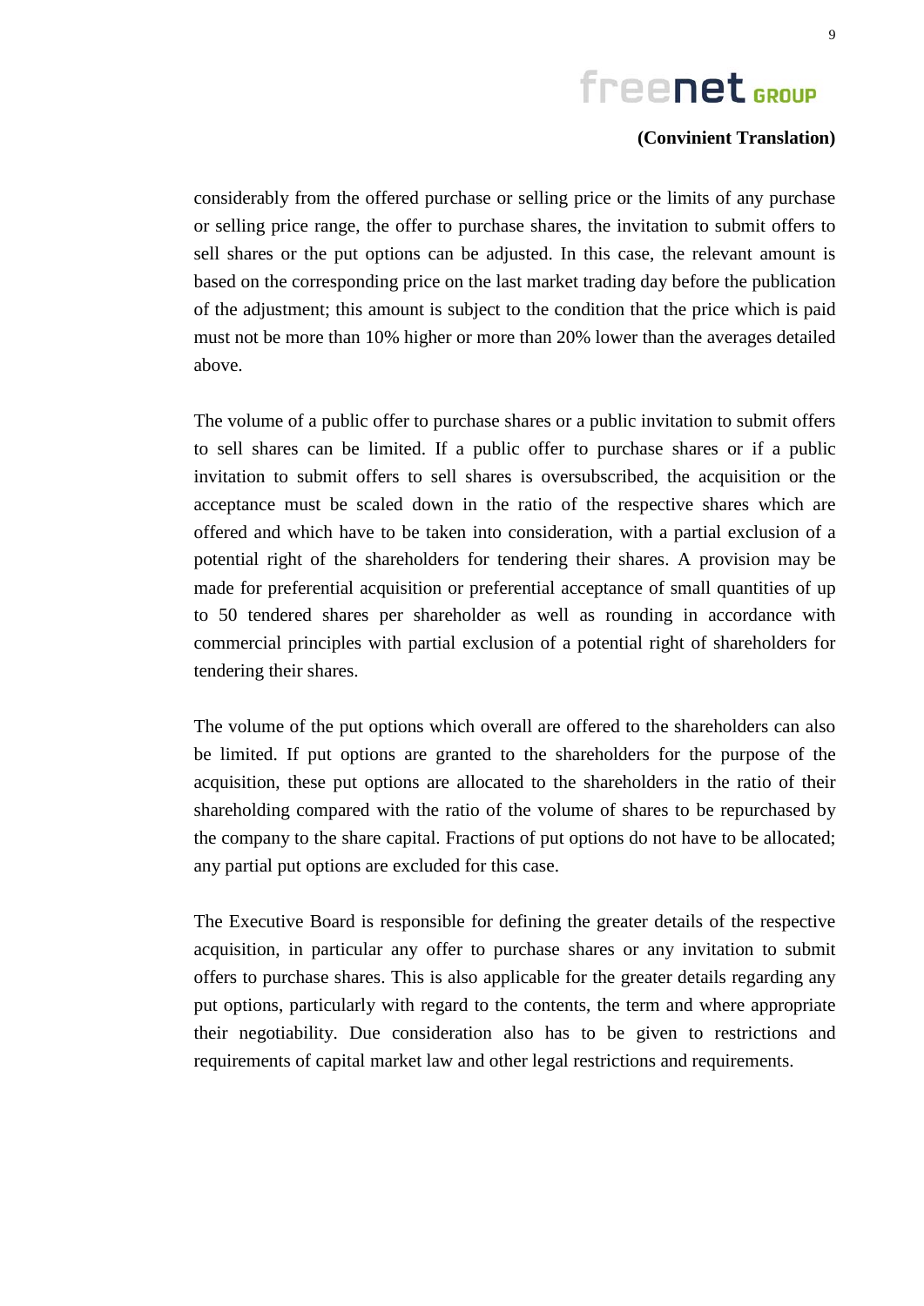considerably from the offered purchase or selling price or the limits of any purchase or selling price range, the offer to purchase shares, the invitation to submit offers to sell shares or the put options can be adjusted. In this case, the relevant amount is based on the corresponding price on the last market trading day before the publication of the adjustment; this amount is subject to the condition that the price which is paid must not be more than 10% higher or more than 20% lower than the averages detailed above.

The volume of a public offer to purchase shares or a public invitation to submit offers to sell shares can be limited. If a public offer to purchase shares or if a public invitation to submit offers to sell shares is oversubscribed, the acquisition or the acceptance must be scaled down in the ratio of the respective shares which are offered and which have to be taken into consideration, with a partial exclusion of a potential right of the shareholders for tendering their shares. A provision may be made for preferential acquisition or preferential acceptance of small quantities of up to 50 tendered shares per shareholder as well as rounding in accordance with commercial principles with partial exclusion of a potential right of shareholders for tendering their shares.

The volume of the put options which overall are offered to the shareholders can also be limited. If put options are granted to the shareholders for the purpose of the acquisition, these put options are allocated to the shareholders in the ratio of their shareholding compared with the ratio of the volume of shares to be repurchased by the company to the share capital. Fractions of put options do not have to be allocated; any partial put options are excluded for this case.

The Executive Board is responsible for defining the greater details of the respective acquisition, in particular any offer to purchase shares or any invitation to submit offers to purchase shares. This is also applicable for the greater details regarding any put options, particularly with regard to the contents, the term and where appropriate their negotiability. Due consideration also has to be given to restrictions and requirements of capital market law and other legal restrictions and requirements.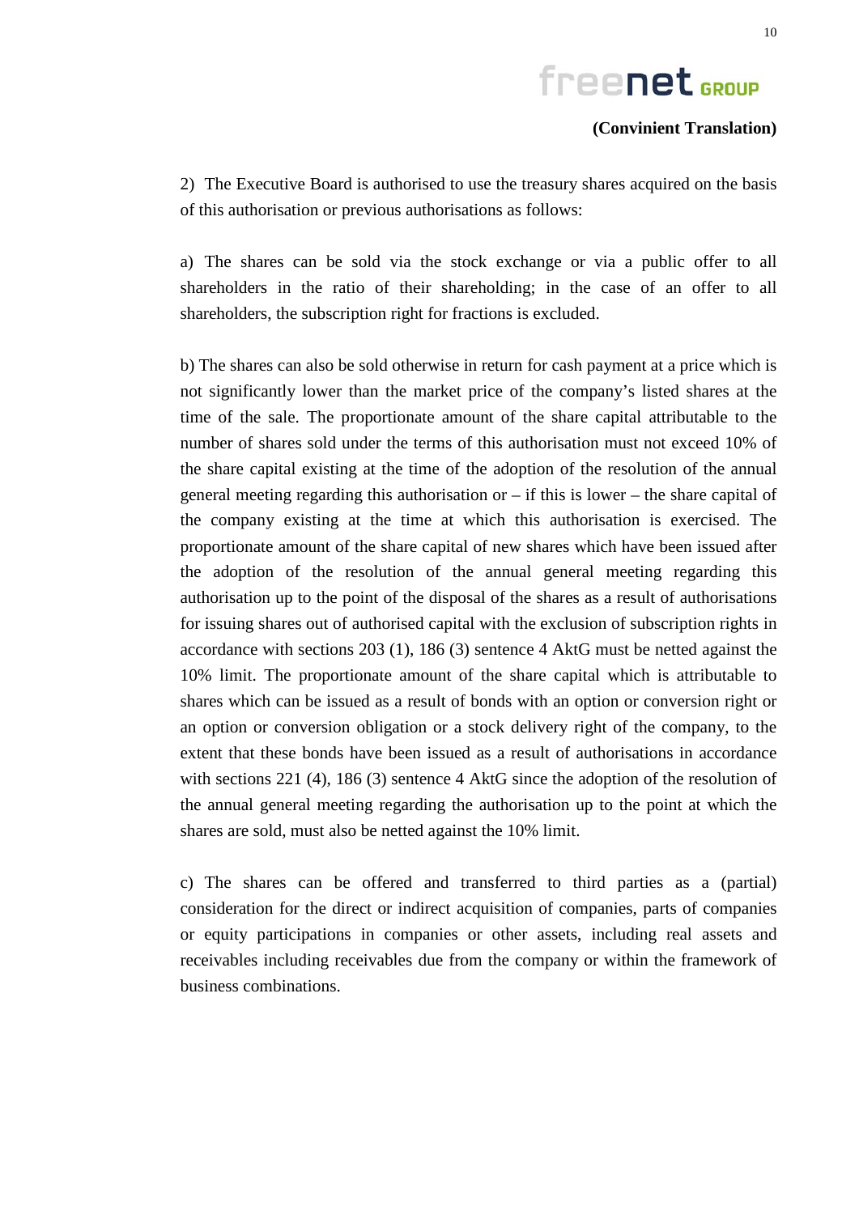**(Convinient Translation)**

2) The Executive Board is authorised to use the treasury shares acquired on the basis of this authorisation or previous authorisations as follows:

a) The shares can be sold via the stock exchange or via a public offer to all shareholders in the ratio of their shareholding; in the case of an offer to all shareholders, the subscription right for fractions is excluded.

b) The shares can also be sold otherwise in return for cash payment at a price which is not significantly lower than the market price of the company's listed shares at the time of the sale. The proportionate amount of the share capital attributable to the number of shares sold under the terms of this authorisation must not exceed 10% of the share capital existing at the time of the adoption of the resolution of the annual general meeting regarding this authorisation or – if this is lower – the share capital of the company existing at the time at which this authorisation is exercised. The proportionate amount of the share capital of new shares which have been issued after the adoption of the resolution of the annual general meeting regarding this authorisation up to the point of the disposal of the shares as a result of authorisations for issuing shares out of authorised capital with the exclusion of subscription rights in accordance with sections 203 (1), 186 (3) sentence 4 AktG must be netted against the 10% limit. The proportionate amount of the share capital which is attributable to shares which can be issued as a result of bonds with an option or conversion right or an option or conversion obligation or a stock delivery right of the company, to the extent that these bonds have been issued as a result of authorisations in accordance with sections 221 (4), 186 (3) sentence 4 AktG since the adoption of the resolution of the annual general meeting regarding the authorisation up to the point at which the shares are sold, must also be netted against the 10% limit.

c) The shares can be offered and transferred to third parties as a (partial) consideration for the direct or indirect acquisition of companies, parts of companies or equity participations in companies or other assets, including real assets and receivables including receivables due from the company or within the framework of business combinations.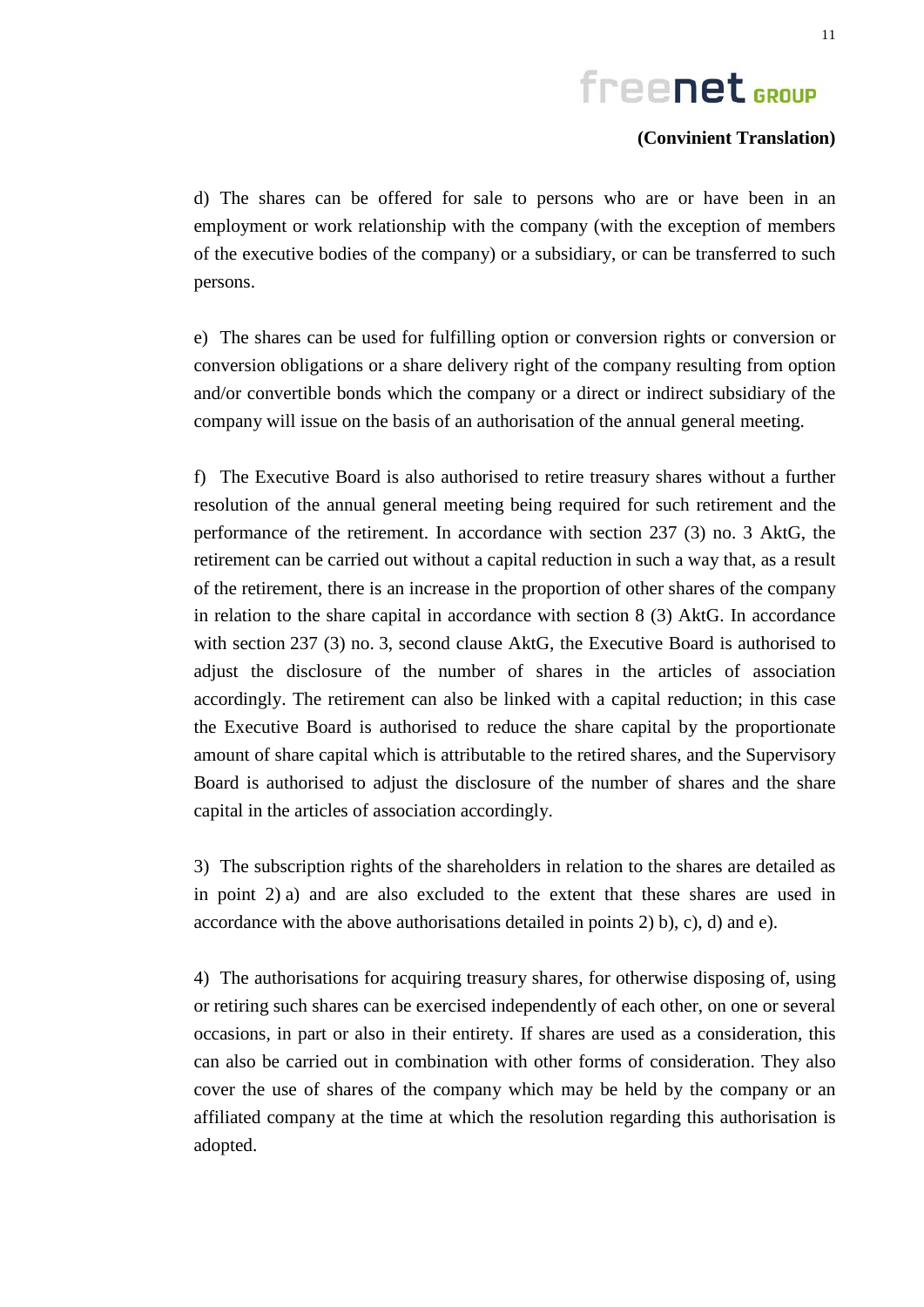d) The shares can be offered for sale to persons who are or have been in an employment or work relationship with the company (with the exception of members of the executive bodies of the company) or a subsidiary, or can be transferred to such persons.

e) The shares can be used for fulfilling option or conversion rights or conversion or conversion obligations or a share delivery right of the company resulting from option and/or convertible bonds which the company or a direct or indirect subsidiary of the company will issue on the basis of an authorisation of the annual general meeting.

f) The Executive Board is also authorised to retire treasury shares without a further resolution of the annual general meeting being required for such retirement and the performance of the retirement. In accordance with section 237 (3) no. 3 AktG, the retirement can be carried out without a capital reduction in such a way that, as a result of the retirement, there is an increase in the proportion of other shares of the company in relation to the share capital in accordance with section 8 (3) AktG. In accordance with section 237 (3) no. 3, second clause AktG, the Executive Board is authorised to adjust the disclosure of the number of shares in the articles of association accordingly. The retirement can also be linked with a capital reduction; in this case the Executive Board is authorised to reduce the share capital by the proportionate amount of share capital which is attributable to the retired shares, and the Supervisory Board is authorised to adjust the disclosure of the number of shares and the share capital in the articles of association accordingly.

3) The subscription rights of the shareholders in relation to the shares are detailed as in point 2) a) and are also excluded to the extent that these shares are used in accordance with the above authorisations detailed in points 2) b), c), d) and e).

4) The authorisations for acquiring treasury shares, for otherwise disposing of, using or retiring such shares can be exercised independently of each other, on one or several occasions, in part or also in their entirety. If shares are used as a consideration, this can also be carried out in combination with other forms of consideration. They also cover the use of shares of the company which may be held by the company or an affiliated company at the time at which the resolution regarding this authorisation is adopted.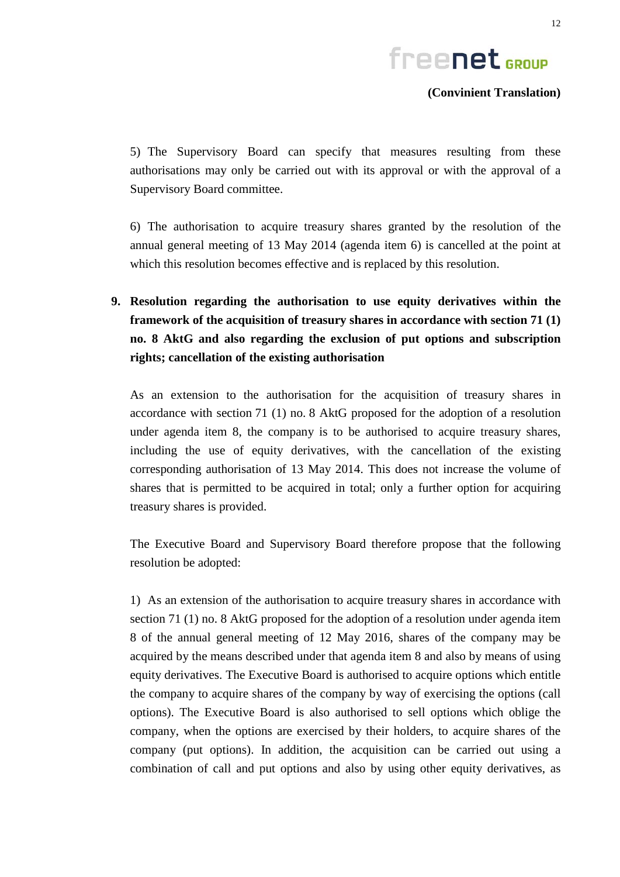5) The Supervisory Board can specify that measures resulting from these authorisations may only be carried out with its approval or with the approval of a Supervisory Board committee.

6) The authorisation to acquire treasury shares granted by the resolution of the annual general meeting of 13 May 2014 (agenda item 6) is cancelled at the point at which this resolution becomes effective and is replaced by this resolution.

**9. Resolution regarding the authorisation to use equity derivatives within the framework of the acquisition of treasury shares in accordance with section 71 (1) no. 8 AktG and also regarding the exclusion of put options and subscription rights; cancellation of the existing authorisation**

As an extension to the authorisation for the acquisition of treasury shares in accordance with section 71 (1) no. 8 AktG proposed for the adoption of a resolution under agenda item 8, the company is to be authorised to acquire treasury shares, including the use of equity derivatives, with the cancellation of the existing corresponding authorisation of 13 May 2014. This does not increase the volume of shares that is permitted to be acquired in total; only a further option for acquiring treasury shares is provided.

The Executive Board and Supervisory Board therefore propose that the following resolution be adopted:

1) As an extension of the authorisation to acquire treasury shares in accordance with section 71 (1) no. 8 AktG proposed for the adoption of a resolution under agenda item 8 of the annual general meeting of 12 May 2016, shares of the company may be acquired by the means described under that agenda item 8 and also by means of using equity derivatives. The Executive Board is authorised to acquire options which entitle the company to acquire shares of the company by way of exercising the options (call options). The Executive Board is also authorised to sell options which oblige the company, when the options are exercised by their holders, to acquire shares of the company (put options). In addition, the acquisition can be carried out using a combination of call and put options and also by using other equity derivatives, as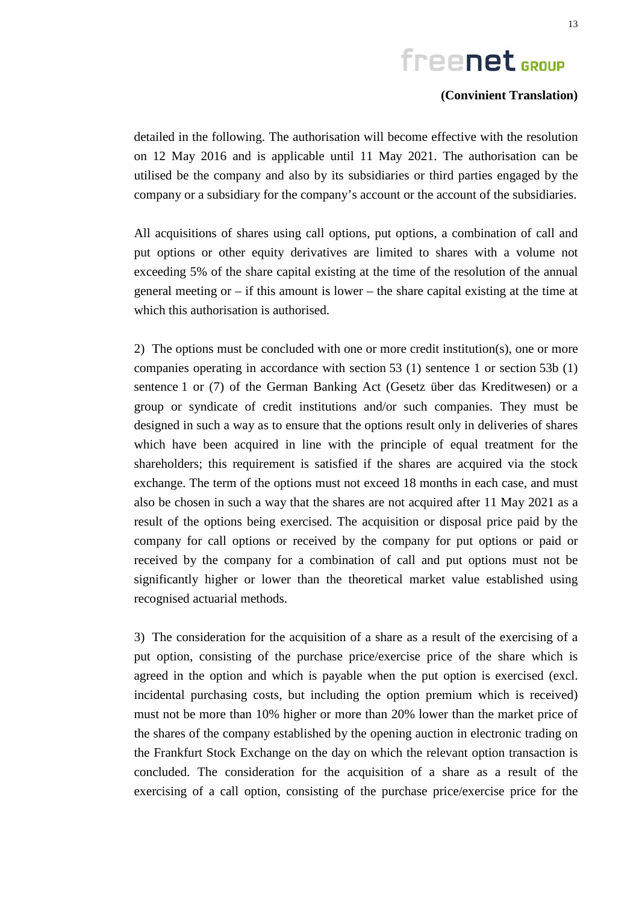detailed in the following. The authorisation will become effective with the resolution on 12 May 2016 and is applicable until 11 May 2021. The authorisation can be utilised be the company and also by its subsidiaries or third parties engaged by the company or a subsidiary for the company's account or the account of the subsidiaries.

All acquisitions of shares using call options, put options, a combination of call and put options or other equity derivatives are limited to shares with a volume not exceeding 5% of the share capital existing at the time of the resolution of the annual general meeting or – if this amount is lower – the share capital existing at the time at which this authorisation is authorised.

2) The options must be concluded with one or more credit institution(s), one or more companies operating in accordance with section 53 (1) sentence 1 or section 53b (1) sentence 1 or (7) of the German Banking Act (Gesetz über das Kreditwesen) or a group or syndicate of credit institutions and/or such companies. They must be designed in such a way as to ensure that the options result only in deliveries of shares which have been acquired in line with the principle of equal treatment for the shareholders; this requirement is satisfied if the shares are acquired via the stock exchange. The term of the options must not exceed 18 months in each case, and must also be chosen in such a way that the shares are not acquired after 11 May 2021 as a result of the options being exercised. The acquisition or disposal price paid by the company for call options or received by the company for put options or paid or received by the company for a combination of call and put options must not be significantly higher or lower than the theoretical market value established using recognised actuarial methods.

3) The consideration for the acquisition of a share as a result of the exercising of a put option, consisting of the purchase price/exercise price of the share which is agreed in the option and which is payable when the put option is exercised (excl. incidental purchasing costs, but including the option premium which is received) must not be more than 10% higher or more than 20% lower than the market price of the shares of the company established by the opening auction in electronic trading on the Frankfurt Stock Exchange on the day on which the relevant option transaction is concluded. The consideration for the acquisition of a share as a result of the exercising of a call option, consisting of the purchase price/exercise price for the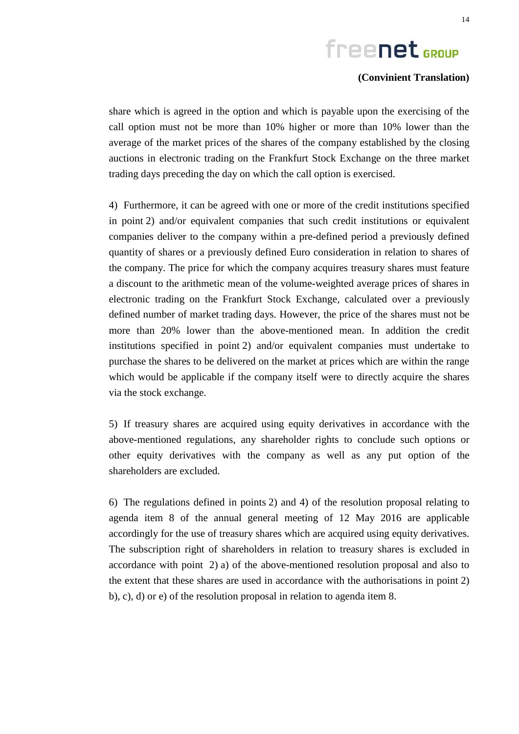share which is agreed in the option and which is payable upon the exercising of the call option must not be more than 10% higher or more than 10% lower than the average of the market prices of the shares of the company established by the closing auctions in electronic trading on the Frankfurt Stock Exchange on the three market trading days preceding the day on which the call option is exercised.

4) Furthermore, it can be agreed with one or more of the credit institutions specified in point 2) and/or equivalent companies that such credit institutions or equivalent companies deliver to the company within a pre-defined period a previously defined quantity of shares or a previously defined Euro consideration in relation to shares of the company. The price for which the company acquires treasury shares must feature a discount to the arithmetic mean of the volume-weighted average prices of shares in electronic trading on the Frankfurt Stock Exchange, calculated over a previously defined number of market trading days. However, the price of the shares must not be more than 20% lower than the above-mentioned mean. In addition the credit institutions specified in point 2) and/or equivalent companies must undertake to purchase the shares to be delivered on the market at prices which are within the range which would be applicable if the company itself were to directly acquire the shares via the stock exchange.

5) If treasury shares are acquired using equity derivatives in accordance with the above-mentioned regulations, any shareholder rights to conclude such options or other equity derivatives with the company as well as any put option of the shareholders are excluded.

6) The regulations defined in points 2) and 4) of the resolution proposal relating to agenda item 8 of the annual general meeting of 12 May 2016 are applicable accordingly for the use of treasury shares which are acquired using equity derivatives. The subscription right of shareholders in relation to treasury shares is excluded in accordance with point 2) a) of the above-mentioned resolution proposal and also to the extent that these shares are used in accordance with the authorisations in point 2) b), c), d) or e) of the resolution proposal in relation to agenda item 8.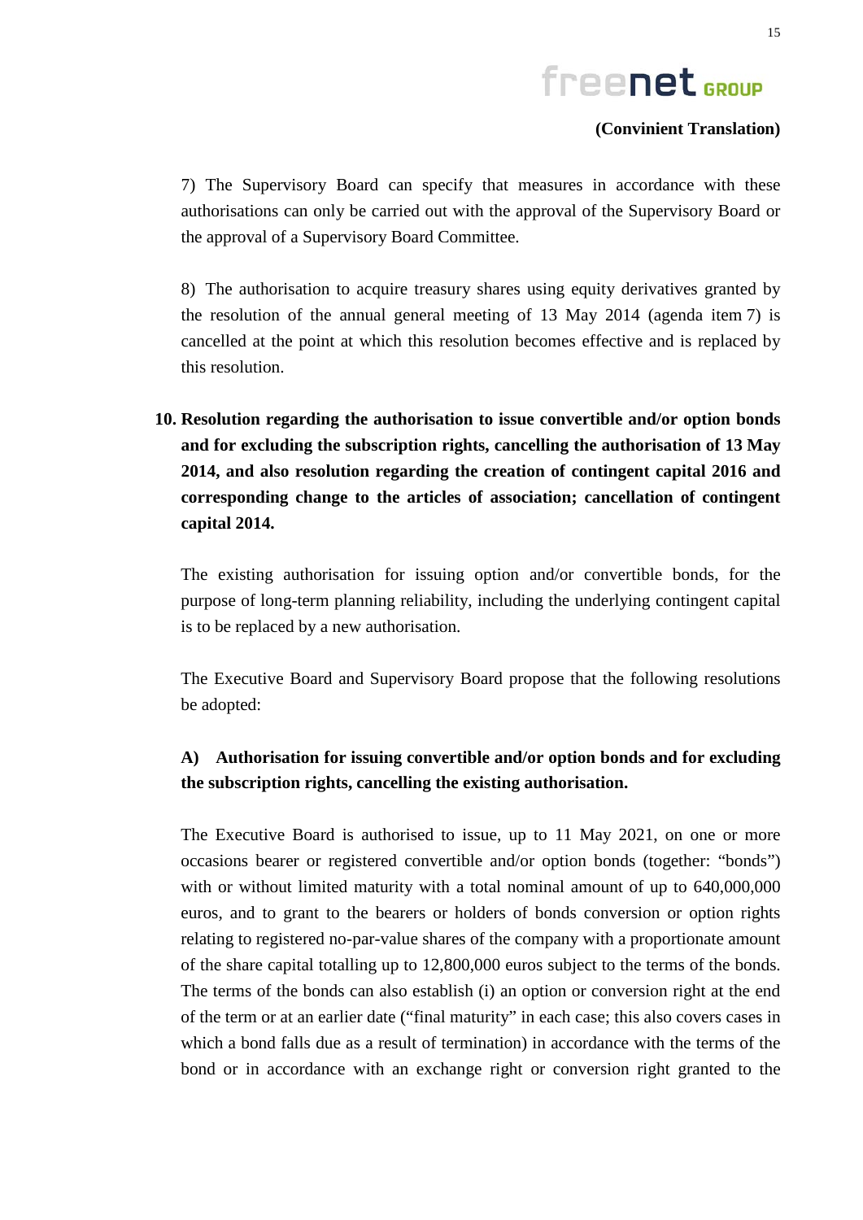**(Convinient Translation)**

7) The Supervisory Board can specify that measures in accordance with these authorisations can only be carried out with the approval of the Supervisory Board or the approval of a Supervisory Board Committee.

8) The authorisation to acquire treasury shares using equity derivatives granted by the resolution of the annual general meeting of 13 May 2014 (agenda item 7) is cancelled at the point at which this resolution becomes effective and is replaced by this resolution.

**10. Resolution regarding the authorisation to issue convertible and/or option bonds and for excluding the subscription rights, cancelling the authorisation of 13 May 2014, and also resolution regarding the creation of contingent capital 2016 and corresponding change to the articles of association; cancellation of contingent capital 2014.**

The existing authorisation for issuing option and/or convertible bonds, for the purpose of long-term planning reliability, including the underlying contingent capital is to be replaced by a new authorisation.

The Executive Board and Supervisory Board propose that the following resolutions be adopted:

**A) Authorisation for issuing convertible and/or option bonds and for excluding the subscription rights, cancelling the existing authorisation.**

The Executive Board is authorised to issue, up to 11 May 2021, on one or more occasions bearer or registered convertible and/or option bonds (together: "bonds") with or without limited maturity with a total nominal amount of up to 640,000,000 euros, and to grant to the bearers or holders of bonds conversion or option rights relating to registered no-par-value shares of the company with a proportionate amount of the share capital totalling up to 12,800,000 euros subject to the terms of the bonds. The terms of the bonds can also establish (i) an option or conversion right at the end of the term or at an earlier date ("final maturity" in each case; this also covers cases in which a bond falls due as a result of termination) in accordance with the terms of the bond or in accordance with an exchange right or conversion right granted to the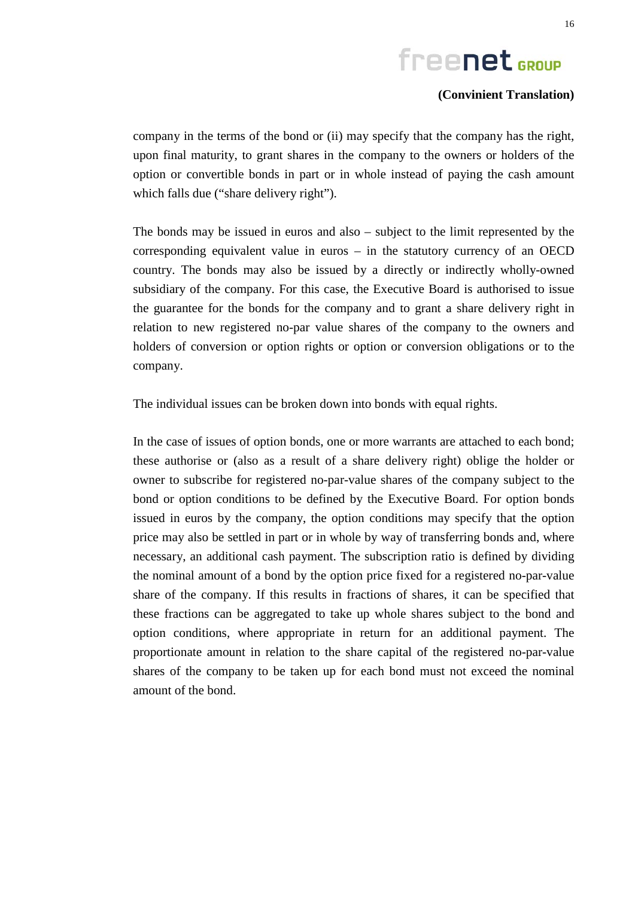company in the terms of the bond or (ii) may specify that the company has the right, upon final maturity, to grant shares in the company to the owners or holders of the option or convertible bonds in part or in whole instead of paying the cash amount which falls due (“share delivery right”).

The bonds may be issued in euros and also – subject to the limit represented by the corresponding equivalent value in euros – in the statutory currency of an OECD country. The bonds may also be issued by a directly or indirectly wholly-owned subsidiary of the company. For this case, the Executive Board is authorised to issue the guarantee for the bonds for the company and to grant a share delivery right in relation to new registered no-par value shares of the company to the owners and holders of conversion or option rights or option or conversion obligations or to the company.

The individual issues can be broken down into bonds with equal rights.

In the case of issues of option bonds, one or more warrants are attached to each bond; these authorise or (also as a result of a share delivery right) oblige the holder or owner to subscribe for registered no-par-value shares of the company subject to the bond or option conditions to be defined by the Executive Board. For option bonds issued in euros by the company, the option conditions may specify that the option price may also be settled in part or in whole by way of transferring bonds and, where necessary, an additional cash payment. The subscription ratio is defined by dividing the nominal amount of a bond by the option price fixed for a registered no-par-value share of the company. If this results in fractions of shares, it can be specified that these fractions can be aggregated to take up whole shares subject to the bond and option conditions, where appropriate in return for an additional payment. The proportionate amount in relation to the share capital of the registered no-par-value shares of the company to be taken up for each bond must not exceed the nominal amount of the bond.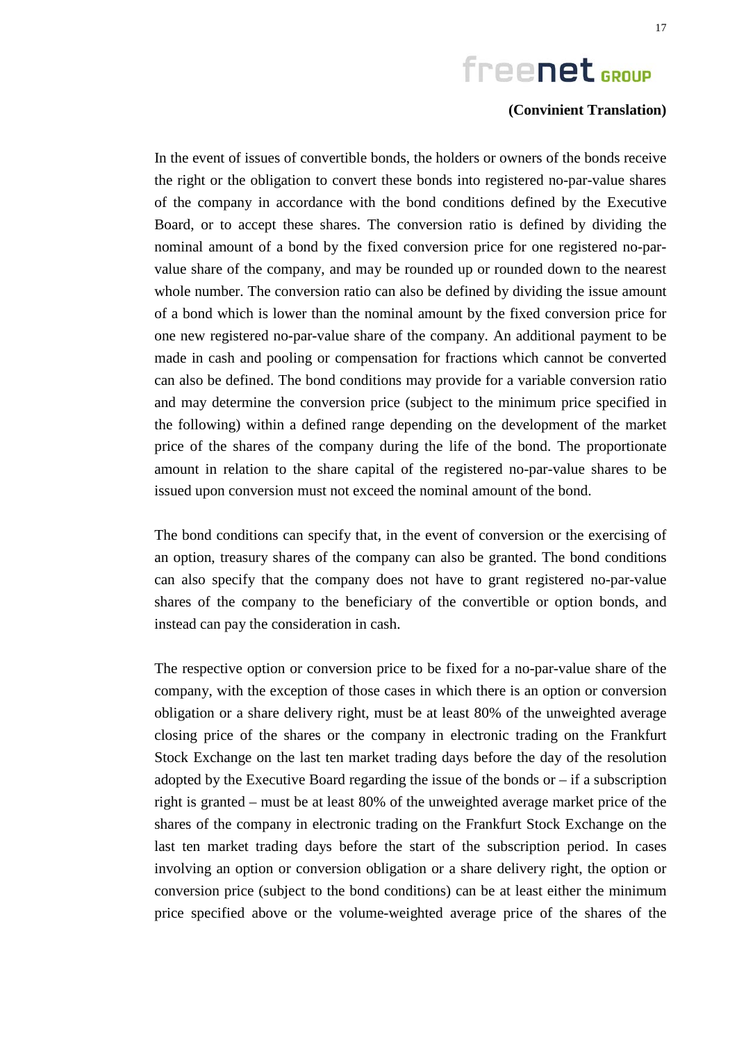**(Convinient Translation)**

In the event of issues of convertible bonds, the holders or owners of the bonds receive the right or the obligation to convert these bonds into registered no-par-value shares of the company in accordance with the bond conditions defined by the Executive Board, or to accept these shares. The conversion ratio is defined by dividing the nominal amount of a bond by the fixed conversion price for one registered no-par-value share of the company, and may be rounded up or rounded down to the nearest whole number. The conversion ratio can also be defined by dividing the issue amount of a bond which is lower than the nominal amount by the fixed conversion price for one new registered no-par-value share of the company. An additional payment to be made in cash and pooling or compensation for fractions which cannot be converted can also be defined. The bond conditions may provide for a variable conversion ratio and may determine the conversion price (subject to the minimum price specified in the following) within a defined range depending on the development of the market price of the shares of the company during the life of the bond. The proportionate amount in relation to the share capital of the registered no-par-value shares to be issued upon conversion must not exceed the nominal amount of the bond.

The bond conditions can specify that, in the event of conversion or the exercising of an option, treasury shares of the company can also be granted. The bond conditions can also specify that the company does not have to grant registered no-par-value shares of the company to the beneficiary of the convertible or option bonds, and instead can pay the consideration in cash.

The respective option or conversion price to be fixed for a no-par-value share of the company, with the exception of those cases in which there is an option or conversion obligation or a share delivery right, must be at least 80% of the unweighted average closing price of the shares or the company in electronic trading on the Frankfurt Stock Exchange on the last ten market trading days before the day of the resolution adopted by the Executive Board regarding the issue of the bonds or – if a subscription right is granted – must be at least 80% of the unweighted average market price of the shares of the company in electronic trading on the Frankfurt Stock Exchange on the last ten market trading days before the start of the subscription period. In cases involving an option or conversion obligation or a share delivery right, the option or conversion price (subject to the bond conditions) can be at least either the minimum price specified above or the volume-weighted average price of the shares of the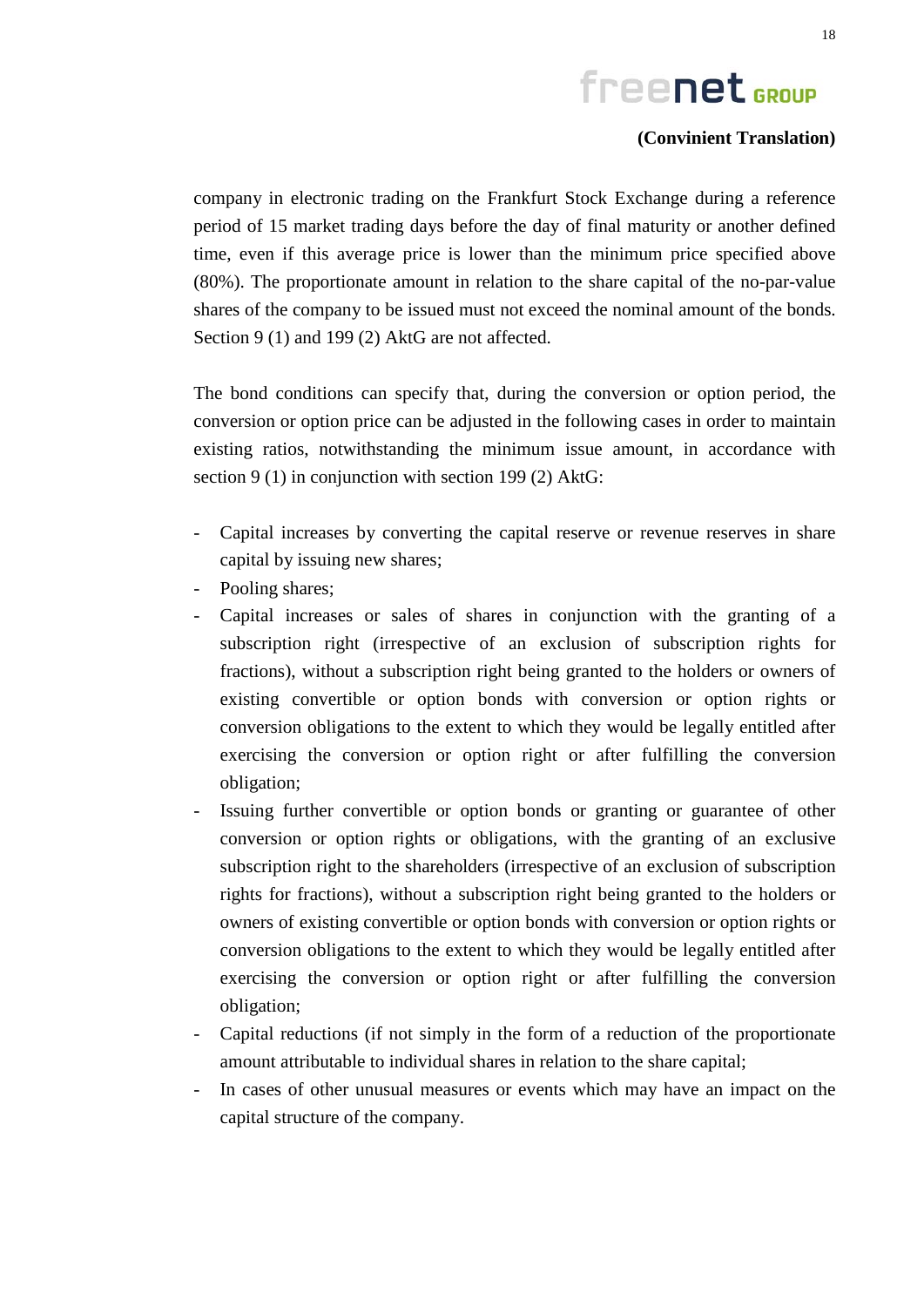company in electronic trading on the Frankfurt Stock Exchange during a reference period of 15 market trading days before the day of final maturity or another defined time, even if this average price is lower than the minimum price specified above (80%). The proportionate amount in relation to the share capital of the no-par-value shares of the company to be issued must not exceed the nominal amount of the bonds. Section 9 (1) and 199 (2) AktG are not affected.

The bond conditions can specify that, during the conversion or option period, the conversion or option price can be adjusted in the following cases in order to maintain existing ratios, notwithstanding the minimum issue amount, in accordance with section 9 (1) in conjunction with section 199 (2) AktG:

- Capital increases by converting the capital reserve or revenue reserves in share capital by issuing new shares;
- Pooling shares;
- Capital increases or sales of shares in conjunction with the granting of a subscription right (irrespective of an exclusion of subscription rights for fractions), without a subscription right being granted to the holders or owners of existing convertible or option bonds with conversion or option rights or conversion obligations to the extent to which they would be legally entitled after exercising the conversion or option right or after fulfilling the conversion obligation;
- Issuing further convertible or option bonds or granting or guarantee of other conversion or option rights or obligations, with the granting of an exclusive subscription right to the shareholders (irrespective of an exclusion of subscription rights for fractions), without a subscription right being granted to the holders or owners of existing convertible or option bonds with conversion or option rights or conversion obligations to the extent to which they would be legally entitled after exercising the conversion or option right or after fulfilling the conversion obligation;
- Capital reductions (if not simply in the form of a reduction of the proportionate amount attributable to individual shares in relation to the share capital;
- In cases of other unusual measures or events which may have an impact on the capital structure of the company.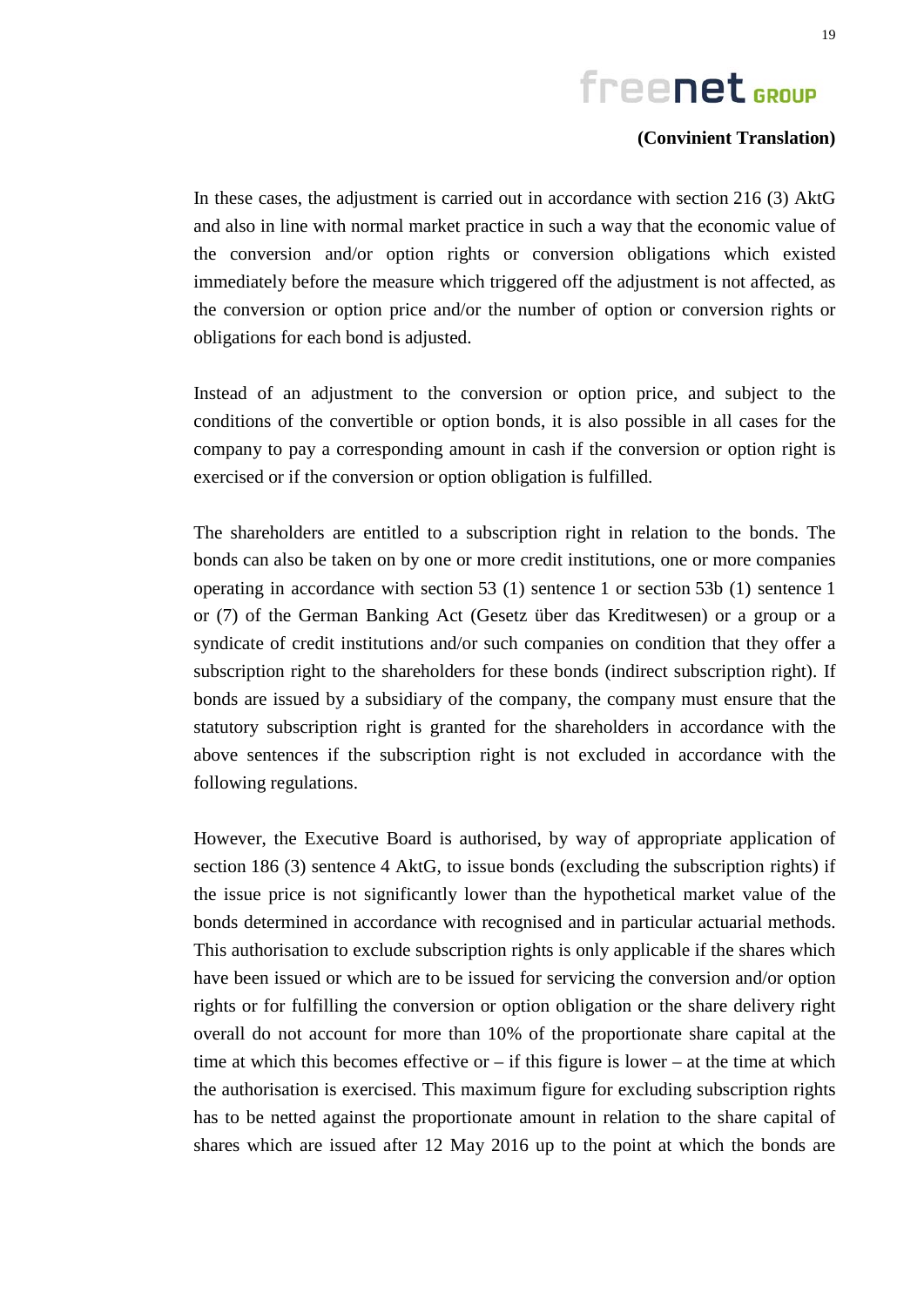In these cases, the adjustment is carried out in accordance with section 216 (3) AktG and also in line with normal market practice in such a way that the economic value of the conversion and/or option rights or conversion obligations which existed immediately before the measure which triggered off the adjustment is not affected, as the conversion or option price and/or the number of option or conversion rights or obligations for each bond is adjusted.

Instead of an adjustment to the conversion or option price, and subject to the conditions of the convertible or option bonds, it is also possible in all cases for the company to pay a corresponding amount in cash if the conversion or option right is exercised or if the conversion or option obligation is fulfilled.

The shareholders are entitled to a subscription right in relation to the bonds. The bonds can also be taken on by one or more credit institutions, one or more companies operating in accordance with section 53 (1) sentence 1 or section 53b (1) sentence 1 or (7) of the German Banking Act (Gesetz über das Kreditwesen) or a group or a syndicate of credit institutions and/or such companies on condition that they offer a subscription right to the shareholders for these bonds (indirect subscription right). If bonds are issued by a subsidiary of the company, the company must ensure that the statutory subscription right is granted for the shareholders in accordance with the above sentences if the subscription right is not excluded in accordance with the following regulations.

However, the Executive Board is authorised, by way of appropriate application of section 186 (3) sentence 4 AktG, to issue bonds (excluding the subscription rights) if the issue price is not significantly lower than the hypothetical market value of the bonds determined in accordance with recognised and in particular actuarial methods. This authorisation to exclude subscription rights is only applicable if the shares which have been issued or which are to be issued for servicing the conversion and/or option rights or for fulfilling the conversion or option obligation or the share delivery right overall do not account for more than 10% of the proportionate share capital at the time at which this becomes effective or – if this figure is lower – at the time at which the authorisation is exercised. This maximum figure for excluding subscription rights has to be netted against the proportionate amount in relation to the share capital of shares which are issued after 12 May 2016 up to the point at which the bonds are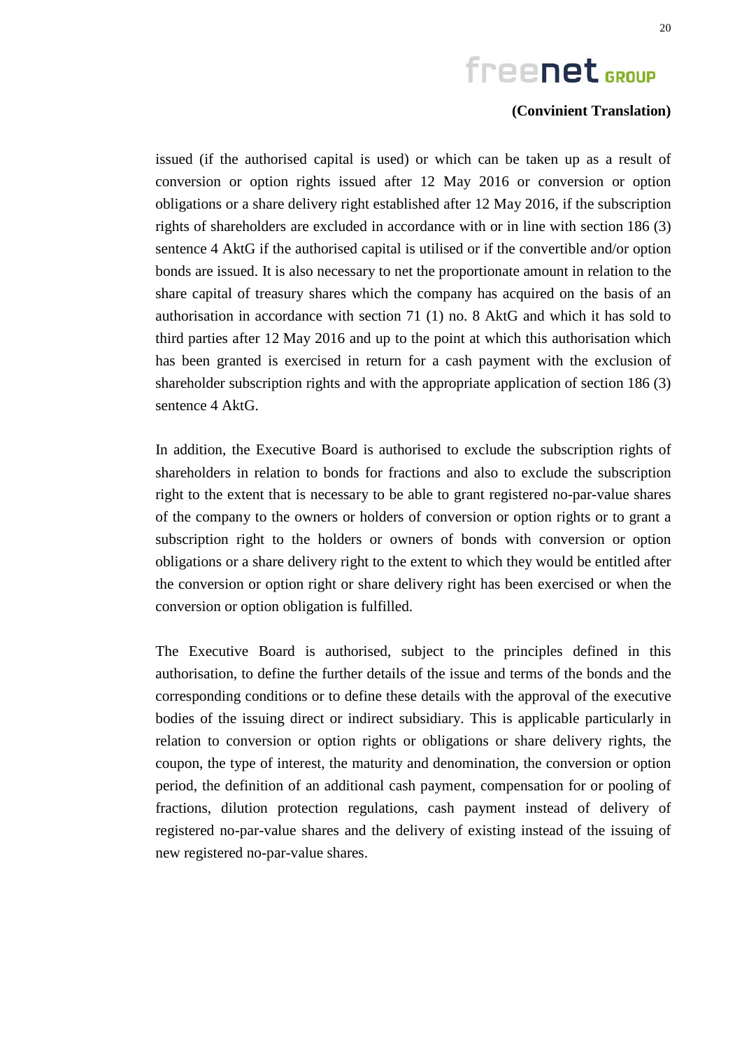issued (if the authorised capital is used) or which can be taken up as a result of conversion or option rights issued after 12 May 2016 or conversion or option obligations or a share delivery right established after 12 May 2016, if the subscription rights of shareholders are excluded in accordance with or in line with section 186 (3) sentence 4 AktG if the authorised capital is utilised or if the convertible and/or option bonds are issued. It is also necessary to net the proportionate amount in relation to the share capital of treasury shares which the company has acquired on the basis of an authorisation in accordance with section 71 (1) no. 8 AktG and which it has sold to third parties after 12 May 2016 and up to the point at which this authorisation which has been granted is exercised in return for a cash payment with the exclusion of shareholder subscription rights and with the appropriate application of section 186 (3) sentence 4 AktG.

In addition, the Executive Board is authorised to exclude the subscription rights of shareholders in relation to bonds for fractions and also to exclude the subscription right to the extent that is necessary to be able to grant registered no-par-value shares of the company to the owners or holders of conversion or option rights or to grant a subscription right to the holders or owners of bonds with conversion or option obligations or a share delivery right to the extent to which they would be entitled after the conversion or option right or share delivery right has been exercised or when the conversion or option obligation is fulfilled.

The Executive Board is authorised, subject to the principles defined in this authorisation, to define the further details of the issue and terms of the bonds and the corresponding conditions or to define these details with the approval of the executive bodies of the issuing direct or indirect subsidiary. This is applicable particularly in relation to conversion or option rights or obligations or share delivery rights, the coupon, the type of interest, the maturity and denomination, the conversion or option period, the definition of an additional cash payment, compensation for or pooling of fractions, dilution protection regulations, cash payment instead of delivery of registered no-par-value shares and the delivery of existing instead of the issuing of new registered no-par-value shares.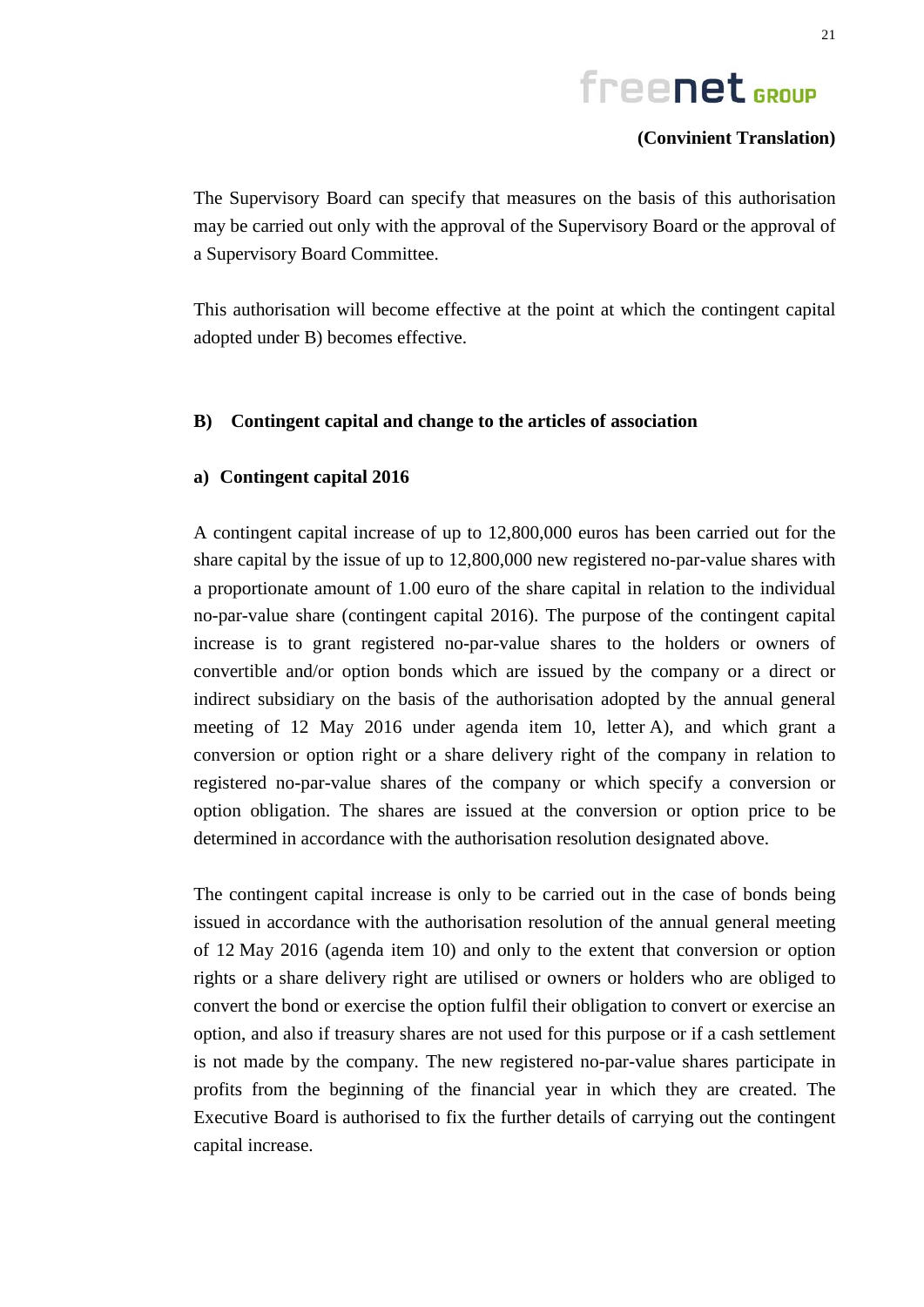**(Convinient Translation)**

The Supervisory Board can specify that measures on the basis of this authorisation may be carried out only with the approval of the Supervisory Board or the approval of a Supervisory Board Committee.

This authorisation will become effective at the point at which the contingent capital adopted under B) becomes effective.

## B) Contingent capital and change to the articles of association

### a) Contingent capital 2016

A contingent capital increase of up to 12,800,000 euros has been carried out for the share capital by the issue of up to 12,800,000 new registered no-par-value shares with a proportionate amount of 1.00 euro of the share capital in relation to the individual no-par-value share (contingent capital 2016). The purpose of the contingent capital increase is to grant registered no-par-value shares to the holders or owners of convertible and/or option bonds which are issued by the company or a direct or indirect subsidiary on the basis of the authorisation adopted by the annual general meeting of 12 May 2016 under agenda item 10, letter A), and which grant a conversion or option right or a share delivery right of the company in relation to registered no-par-value shares of the company or which specify a conversion or option obligation. The shares are issued at the conversion or option price to be determined in accordance with the authorisation resolution designated above.

The contingent capital increase is only to be carried out in the case of bonds being issued in accordance with the authorisation resolution of the annual general meeting of 12 May 2016 (agenda item 10) and only to the extent that conversion or option rights or a share delivery right are utilised or owners or holders who are obliged to convert the bond or exercise the option fulfil their obligation to convert or exercise an option, and also if treasury shares are not used for this purpose or if a cash settlement is not made by the company. The new registered no-par-value shares participate in profits from the beginning of the financial year in which they are created. The Executive Board is authorised to fix the further details of carrying out the contingent capital increase.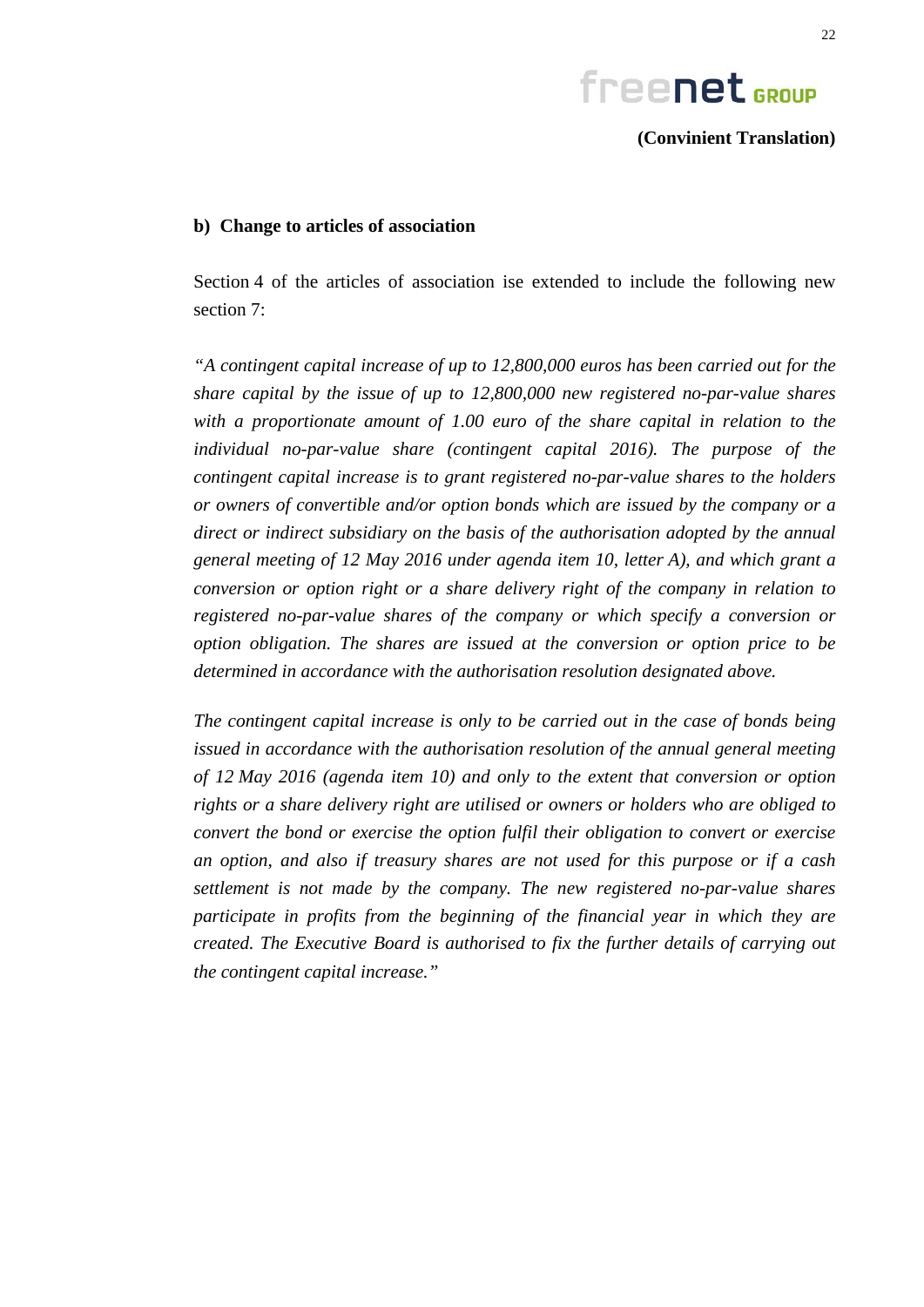**(Convinient Translation)**

**b) Change to articles of association**

Section 4 of the articles of association ise extended to include the following new section 7:

*"A contingent capital increase of up to 12,800,000 euros has been carried out for the share capital by the issue of up to 12,800,000 new registered no-par-value shares with a proportionate amount of 1.00 euro of the share capital in relation to the individual no-par-value share (contingent capital 2016). The purpose of the contingent capital increase is to grant registered no-par-value shares to the holders or owners of convertible and/or option bonds which are issued by the company or a direct or indirect subsidiary on the basis of the authorisation adopted by the annual general meeting of 12 May 2016 under agenda item 10, letter A), and which grant a conversion or option right or a share delivery right of the company in relation to registered no-par-value shares of the company or which specify a conversion or option obligation. The shares are issued at the conversion or option price to be determined in accordance with the authorisation resolution designated above.*

*The contingent capital increase is only to be carried out in the case of bonds being issued in accordance with the authorisation resolution of the annual general meeting of 12 May 2016 (agenda item 10) and only to the extent that conversion or option rights or a share delivery right are utilised or owners or holders who are obliged to convert the bond or exercise the option fulfil their obligation to convert or exercise an option, and also if treasury shares are not used for this purpose or if a cash settlement is not made by the company. The new registered no-par-value shares participate in profits from the beginning of the financial year in which they are created. The Executive Board is authorised to fix the further details of carrying out the contingent capital increase."*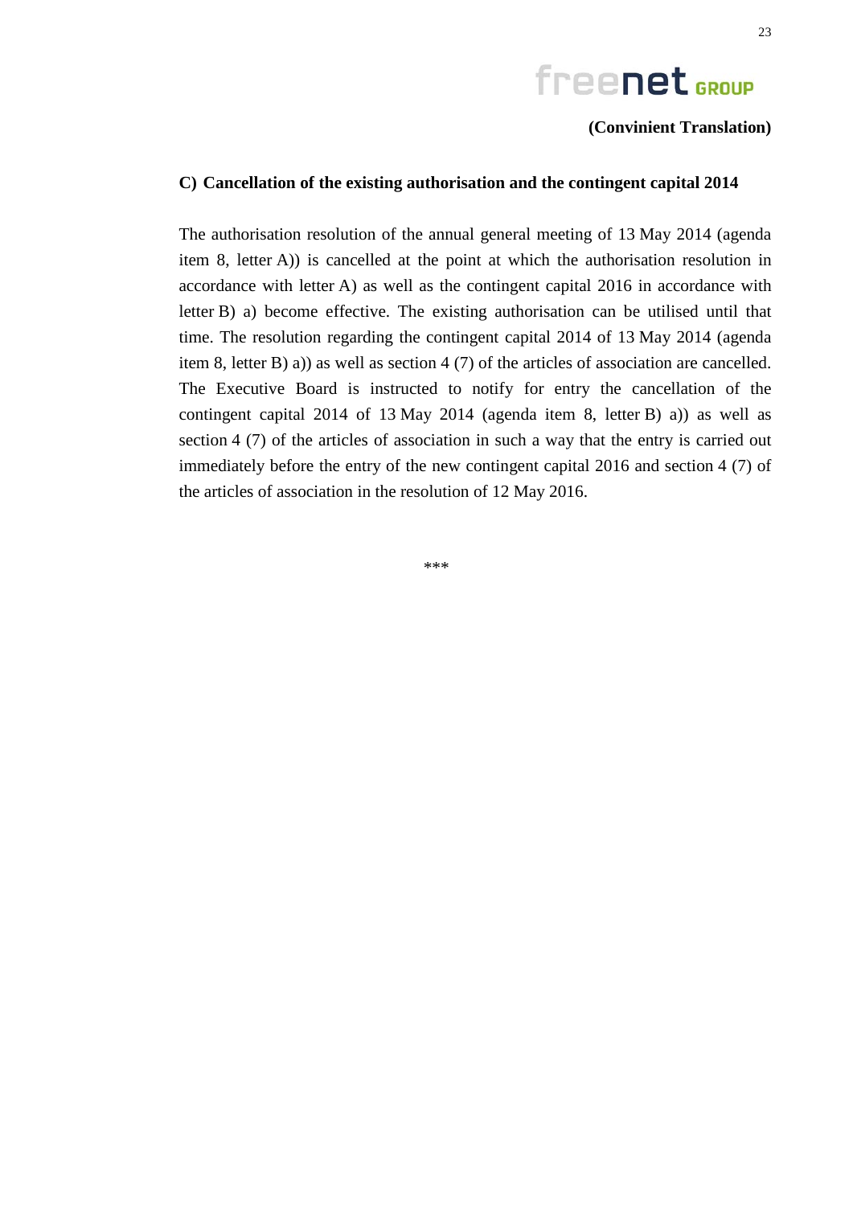**(Convinient Translation)**

**C) Cancellation of the existing authorisation and the contingent capital 2014**

The authorisation resolution of the annual general meeting of 13 May 2014 (agenda item 8, letter A)) is cancelled at the point at which the authorisation resolution in accordance with letter A) as well as the contingent capital 2016 in accordance with letter B) a) become effective. The existing authorisation can be utilised until that time. The resolution regarding the contingent capital 2014 of 13 May 2014 (agenda item 8, letter B) a)) as well as section 4 (7) of the articles of association are cancelled. The Executive Board is instructed to notify for entry the cancellation of the contingent capital 2014 of 13 May 2014 (agenda item 8, letter B) a)) as well as section 4 (7) of the articles of association in such a way that the entry is carried out immediately before the entry of the new contingent capital 2016 and section 4 (7) of the articles of association in the resolution of 12 May 2016.

***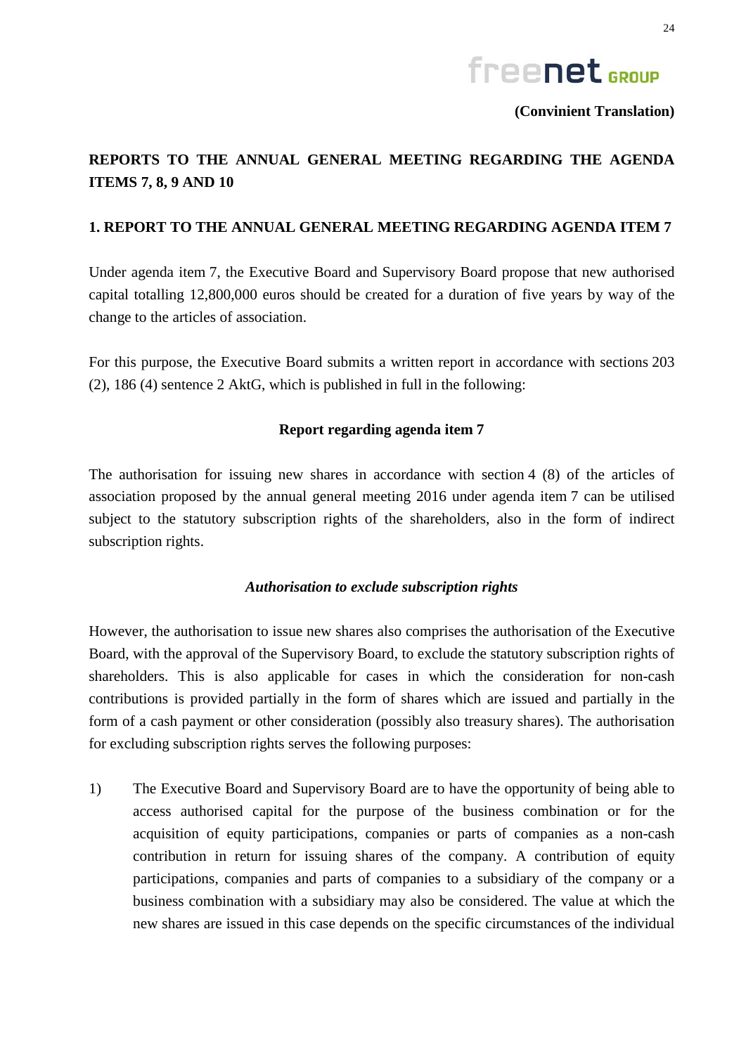**(Convinient Translation)**

# REPORTS TO THE ANNUAL GENERAL MEETING REGARDING THE AGENDA ITEMS 7, 8, 9 AND 10

## 1. REPORT TO THE ANNUAL GENERAL MEETING REGARDING AGENDA ITEM 7

Under agenda item 7, the Executive Board and Supervisory Board propose that new authorised capital totalling 12,800,000 euros should be created for a duration of five years by way of the change to the articles of association.

For this purpose, the Executive Board submits a written report in accordance with sections 203 (2), 186 (4) sentence 2 AktG, which is published in full in the following:

### Report regarding agenda item 7

The authorisation for issuing new shares in accordance with section 4 (8) of the articles of association proposed by the annual general meeting 2016 under agenda item 7 can be utilised subject to the statutory subscription rights of the shareholders, also in the form of indirect subscription rights.

#### *Authorisation to exclude subscription rights*

However, the authorisation to issue new shares also comprises the authorisation of the Executive Board, with the approval of the Supervisory Board, to exclude the statutory subscription rights of shareholders. This is also applicable for cases in which the consideration for non-cash contributions is provided partially in the form of shares which are issued and partially in the form of a cash payment or other consideration (possibly also treasury shares). The authorisation for excluding subscription rights serves the following purposes:

1) The Executive Board and Supervisory Board are to have the opportunity of being able to access authorised capital for the purpose of the business combination or for the acquisition of equity participations, companies or parts of companies as a non-cash contribution in return for issuing shares of the company. A contribution of equity participations, companies and parts of companies to a subsidiary of the company or a business combination with a subsidiary may also be considered. The value at which the new shares are issued in this case depends on the specific circumstances of the individual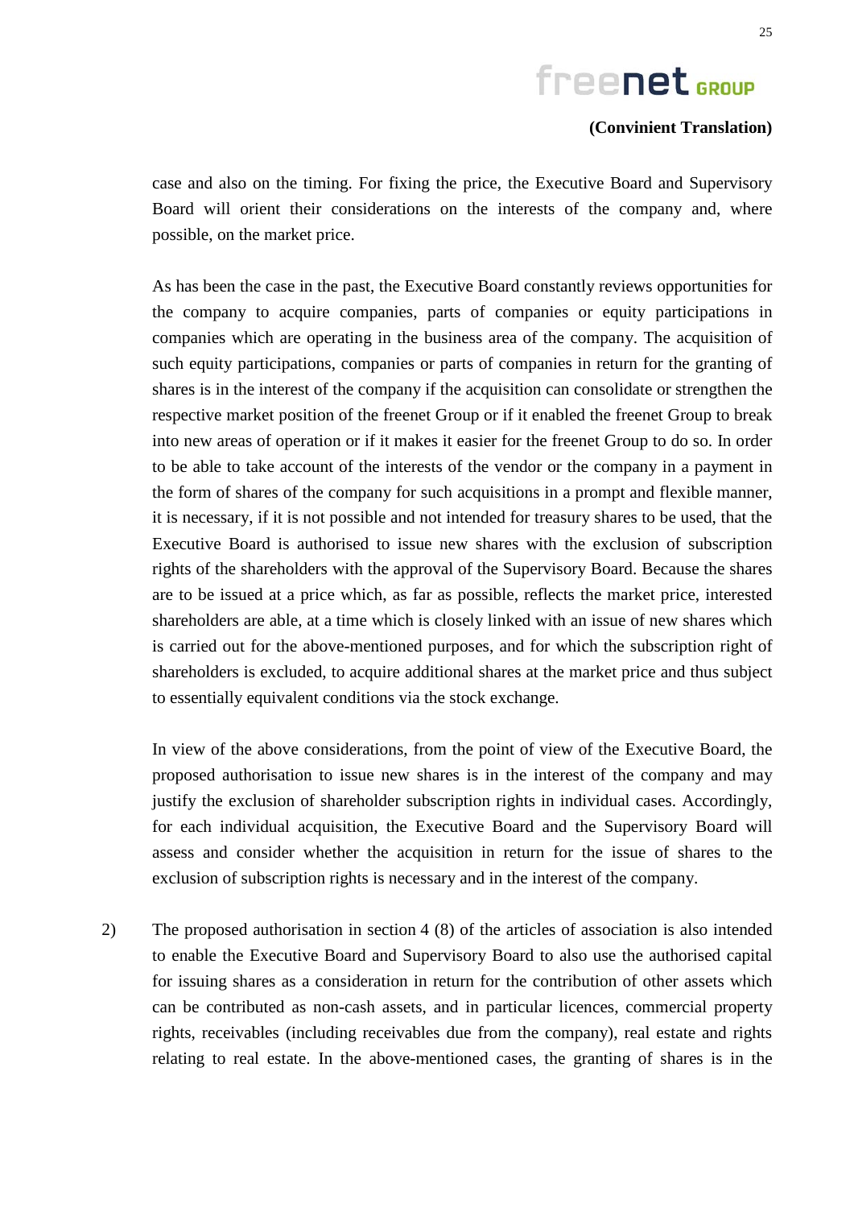**(Convinient Translation)**

case and also on the timing. For fixing the price, the Executive Board and Supervisory Board will orient their considerations on the interests of the company and, where possible, on the market price.

As has been the case in the past, the Executive Board constantly reviews opportunities for the company to acquire companies, parts of companies or equity participations in companies which are operating in the business area of the company. The acquisition of such equity participations, companies or parts of companies in return for the granting of shares is in the interest of the company if the acquisition can consolidate or strengthen the respective market position of the freenet Group or if it enabled the freenet Group to break into new areas of operation or if it makes it easier for the freenet Group to do so. In order to be able to take account of the interests of the vendor or the company in a payment in the form of shares of the company for such acquisitions in a prompt and flexible manner, it is necessary, if it is not possible and not intended for treasury shares to be used, that the Executive Board is authorised to issue new shares with the exclusion of subscription rights of the shareholders with the approval of the Supervisory Board. Because the shares are to be issued at a price which, as far as possible, reflects the market price, interested shareholders are able, at a time which is closely linked with an issue of new shares which is carried out for the above-mentioned purposes, and for which the subscription right of shareholders is excluded, to acquire additional shares at the market price and thus subject to essentially equivalent conditions via the stock exchange.

In view of the above considerations, from the point of view of the Executive Board, the proposed authorisation to issue new shares is in the interest of the company and may justify the exclusion of shareholder subscription rights in individual cases. Accordingly, for each individual acquisition, the Executive Board and the Supervisory Board will assess and consider whether the acquisition in return for the issue of shares to the exclusion of subscription rights is necessary and in the interest of the company.

2) The proposed authorisation in section 4 (8) of the articles of association is also intended to enable the Executive Board and Supervisory Board to also use the authorised capital for issuing shares as a consideration in return for the contribution of other assets which can be contributed as non-cash assets, and in particular licences, commercial property rights, receivables (including receivables due from the company), real estate and rights relating to real estate. In the above-mentioned cases, the granting of shares is in the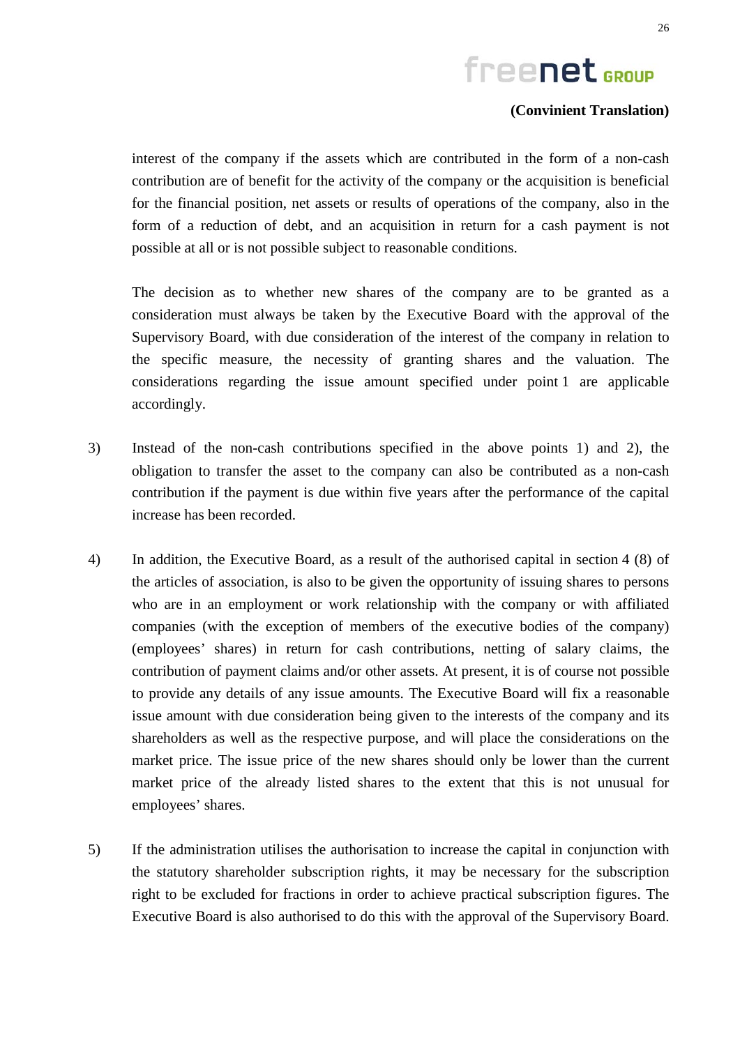interest of the company if the assets which are contributed in the form of a non-cash contribution are of benefit for the activity of the company or the acquisition is beneficial for the financial position, net assets or results of operations of the company, also in the form of a reduction of debt, and an acquisition in return for a cash payment is not possible at all or is not possible subject to reasonable conditions.

The decision as to whether new shares of the company are to be granted as a consideration must always be taken by the Executive Board with the approval of the Supervisory Board, with due consideration of the interest of the company in relation to the specific measure, the necessity of granting shares and the valuation. The considerations regarding the issue amount specified under point 1 are applicable accordingly.

3) Instead of the non-cash contributions specified in the above points 1) and 2), the obligation to transfer the asset to the company can also be contributed as a non-cash contribution if the payment is due within five years after the performance of the capital increase has been recorded.

4) In addition, the Executive Board, as a result of the authorised capital in section 4 (8) of the articles of association, is also to be given the opportunity of issuing shares to persons who are in an employment or work relationship with the company or with affiliated companies (with the exception of members of the executive bodies of the company) (employees' shares) in return for cash contributions, netting of salary claims, the contribution of payment claims and/or other assets. At present, it is of course not possible to provide any details of any issue amounts. The Executive Board will fix a reasonable issue amount with due consideration being given to the interests of the company and its shareholders as well as the respective purpose, and will place the considerations on the market price. The issue price of the new shares should only be lower than the current market price of the already listed shares to the extent that this is not unusual for employees' shares.

5) If the administration utilises the authorisation to increase the capital in conjunction with the statutory shareholder subscription rights, it may be necessary for the subscription right to be excluded for fractions in order to achieve practical subscription figures. The Executive Board is also authorised to do this with the approval of the Supervisory Board.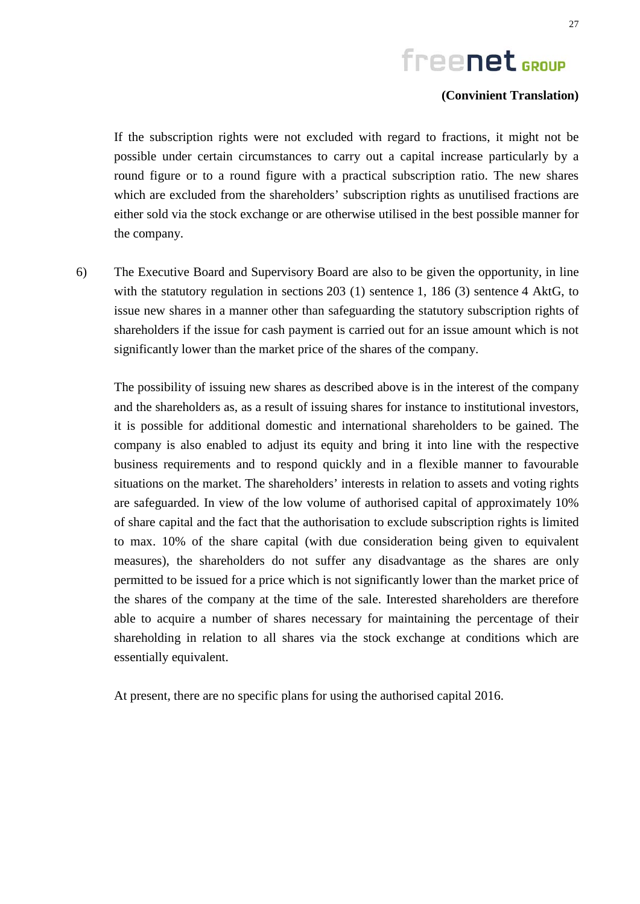If the subscription rights were not excluded with regard to fractions, it might not be possible under certain circumstances to carry out a capital increase particularly by a round figure or to a round figure with a practical subscription ratio. The new shares which are excluded from the shareholders' subscription rights as unutilised fractions are either sold via the stock exchange or are otherwise utilised in the best possible manner for the company.

6) The Executive Board and Supervisory Board are also to be given the opportunity, in line with the statutory regulation in sections 203 (1) sentence 1, 186 (3) sentence 4 AktG, to issue new shares in a manner other than safeguarding the statutory subscription rights of shareholders if the issue for cash payment is carried out for an issue amount which is not significantly lower than the market price of the shares of the company.

   The possibility of issuing new shares as described above is in the interest of the company and the shareholders as, as a result of issuing shares for instance to institutional investors, it is possible for additional domestic and international shareholders to be gained. The company is also enabled to adjust its equity and bring it into line with the respective business requirements and to respond quickly and in a flexible manner to favourable situations on the market. The shareholders' interests in relation to assets and voting rights are safeguarded. In view of the low volume of authorised capital of approximately 10% of share capital and the fact that the authorisation to exclude subscription rights is limited to max. 10% of the share capital (with due consideration being given to equivalent measures), the shareholders do not suffer any disadvantage as the shares are only permitted to be issued for a price which is not significantly lower than the market price of the shares of the company at the time of the sale. Interested shareholders are therefore able to acquire a number of shares necessary for maintaining the percentage of their shareholding in relation to all shares via the stock exchange at conditions which are essentially equivalent.

   At present, there are no specific plans for using the authorised capital 2016.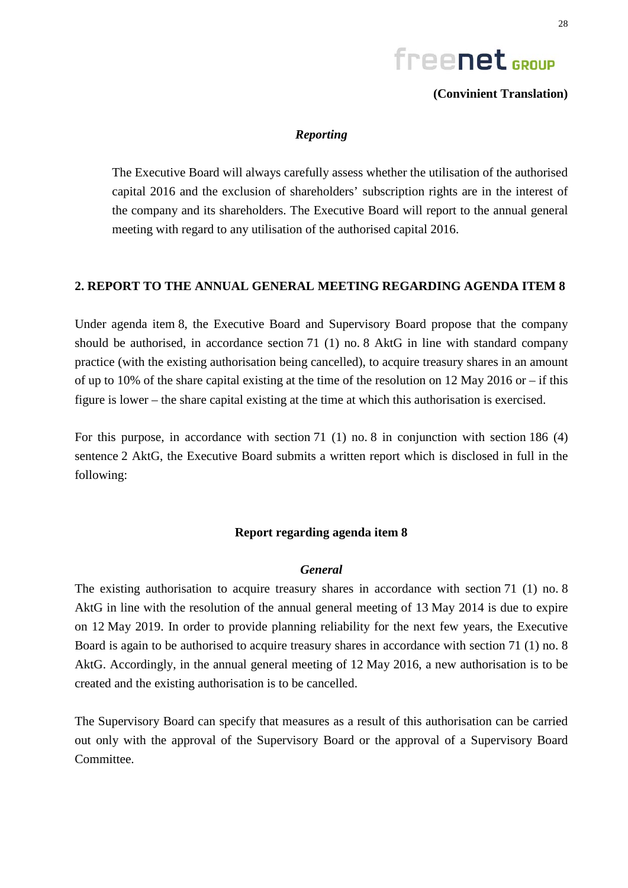**(Convinient Translation)**

*Reporting*

The Executive Board will always carefully assess whether the utilisation of the authorised capital 2016 and the exclusion of shareholders' subscription rights are in the interest of the company and its shareholders. The Executive Board will report to the annual general meeting with regard to any utilisation of the authorised capital 2016.

## 2. REPORT TO THE ANNUAL GENERAL MEETING REGARDING AGENDA ITEM 8

Under agenda item 8, the Executive Board and Supervisory Board propose that the company should be authorised, in accordance section 71 (1) no. 8 AktG in line with standard company practice (with the existing authorisation being cancelled), to acquire treasury shares in an amount of up to 10% of the share capital existing at the time of the resolution on 12 May 2016 or – if this figure is lower – the share capital existing at the time at which this authorisation is exercised.

For this purpose, in accordance with section 71 (1) no. 8 in conjunction with section 186 (4) sentence 2 AktG, the Executive Board submits a written report which is disclosed in full in the following:

### Report regarding agenda item 8

*General*

The existing authorisation to acquire treasury shares in accordance with section 71 (1) no. 8 AktG in line with the resolution of the annual general meeting of 13 May 2014 is due to expire on 12 May 2019. In order to provide planning reliability for the next few years, the Executive Board is again to be authorised to acquire treasury shares in accordance with section 71 (1) no. 8 AktG. Accordingly, in the annual general meeting of 12 May 2016, a new authorisation is to be created and the existing authorisation is to be cancelled.

The Supervisory Board can specify that measures as a result of this authorisation can be carried out only with the approval of the Supervisory Board or the approval of a Supervisory Board Committee.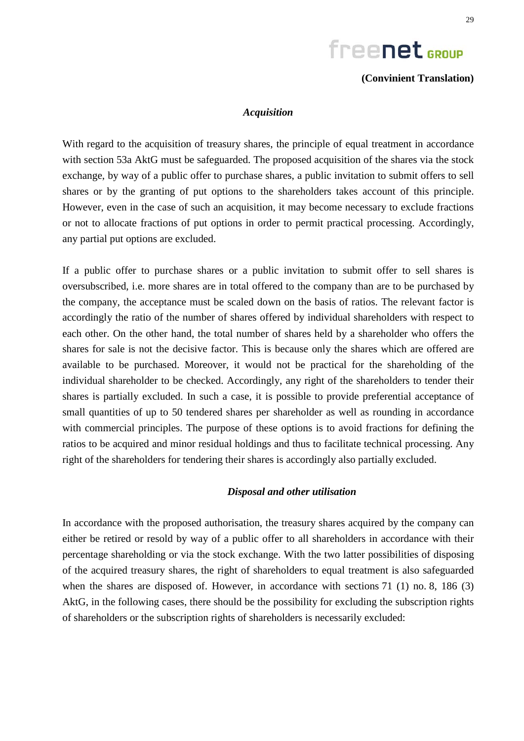**(Convinient Translation)**

### *Acquisition*

With regard to the acquisition of treasury shares, the principle of equal treatment in accordance with section 53a AktG must be safeguarded. The proposed acquisition of the shares via the stock exchange, by way of a public offer to purchase shares, a public invitation to submit offers to sell shares or by the granting of put options to the shareholders takes account of this principle. However, even in the case of such an acquisition, it may become necessary to exclude fractions or not to allocate fractions of put options in order to permit practical processing. Accordingly, any partial put options are excluded.

If a public offer to purchase shares or a public invitation to submit offer to sell shares is oversubscribed, i.e. more shares are in total offered to the company than are to be purchased by the company, the acceptance must be scaled down on the basis of ratios. The relevant factor is accordingly the ratio of the number of shares offered by individual shareholders with respect to each other. On the other hand, the total number of shares held by a shareholder who offers the shares for sale is not the decisive factor. This is because only the shares which are offered are available to be purchased. Moreover, it would not be practical for the shareholding of the individual shareholder to be checked. Accordingly, any right of the shareholders to tender their shares is partially excluded. In such a case, it is possible to provide preferential acceptance of small quantities of up to 50 tendered shares per shareholder as well as rounding in accordance with commercial principles. The purpose of these options is to avoid fractions for defining the ratios to be acquired and minor residual holdings and thus to facilitate technical processing. Any right of the shareholders for tendering their shares is accordingly also partially excluded.

### *Disposal and other utilisation*

In accordance with the proposed authorisation, the treasury shares acquired by the company can either be retired or resold by way of a public offer to all shareholders in accordance with their percentage shareholding or via the stock exchange. With the two latter possibilities of disposing of the acquired treasury shares, the right of shareholders to equal treatment is also safeguarded when the shares are disposed of. However, in accordance with sections 71 (1) no. 8, 186 (3) AktG, in the following cases, there should be the possibility for excluding the subscription rights of shareholders or the subscription rights of shareholders is necessarily excluded: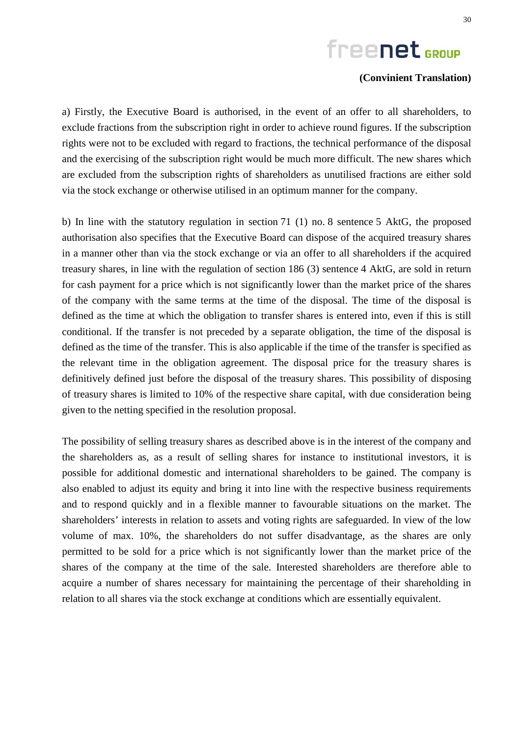**(Convinient Translation)**

a) Firstly, the Executive Board is authorised, in the event of an offer to all shareholders, to exclude fractions from the subscription right in order to achieve round figures. If the subscription rights were not to be excluded with regard to fractions, the technical performance of the disposal and the exercising of the subscription right would be much more difficult. The new shares which are excluded from the subscription rights of shareholders as unutilised fractions are either sold via the stock exchange or otherwise utilised in an optimum manner for the company.

b) In line with the statutory regulation in section 71 (1) no. 8 sentence 5 AktG, the proposed authorisation also specifies that the Executive Board can dispose of the acquired treasury shares in a manner other than via the stock exchange or via an offer to all shareholders if the acquired treasury shares, in line with the regulation of section 186 (3) sentence 4 AktG, are sold in return for cash payment for a price which is not significantly lower than the market price of the shares of the company with the same terms at the time of the disposal. The time of the disposal is defined as the time at which the obligation to transfer shares is entered into, even if this is still conditional. If the transfer is not preceded by a separate obligation, the time of the disposal is defined as the time of the transfer. This is also applicable if the time of the transfer is specified as the relevant time in the obligation agreement. The disposal price for the treasury shares is definitively defined just before the disposal of the treasury shares. This possibility of disposing of treasury shares is limited to 10% of the respective share capital, with due consideration being given to the netting specified in the resolution proposal.

The possibility of selling treasury shares as described above is in the interest of the company and the shareholders as, as a result of selling shares for instance to institutional investors, it is possible for additional domestic and international shareholders to be gained. The company is also enabled to adjust its equity and bring it into line with the respective business requirements and to respond quickly and in a flexible manner to favourable situations on the market. The shareholders' interests in relation to assets and voting rights are safeguarded. In view of the low volume of max. 10%, the shareholders do not suffer disadvantage, as the shares are only permitted to be sold for a price which is not significantly lower than the market price of the shares of the company at the time of the sale. Interested shareholders are therefore able to acquire a number of shares necessary for maintaining the percentage of their shareholding in relation to all shares via the stock exchange at conditions which are essentially equivalent.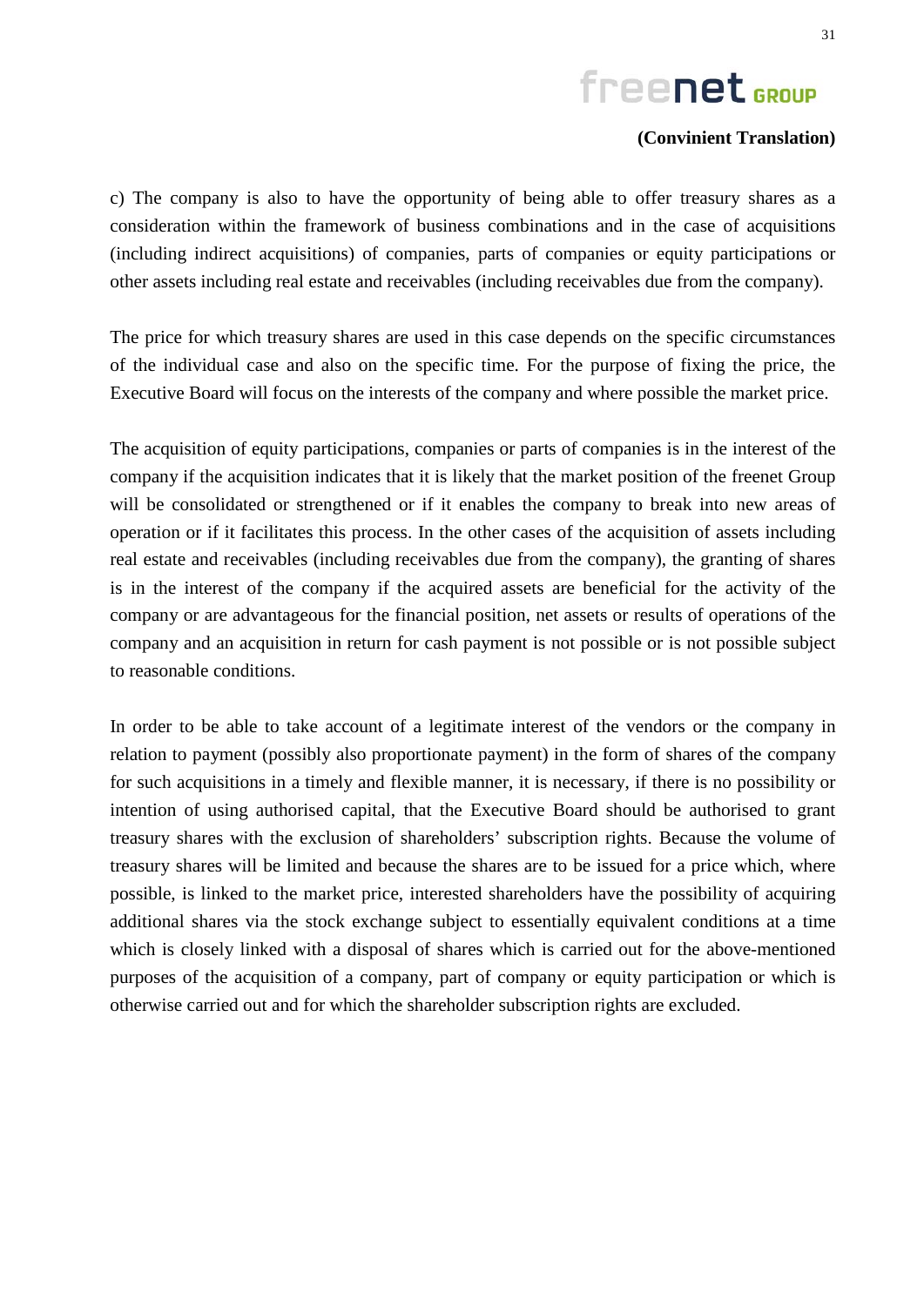c) The company is also to have the opportunity of being able to offer treasury shares as a consideration within the framework of business combinations and in the case of acquisitions (including indirect acquisitions) of companies, parts of companies or equity participations or other assets including real estate and receivables (including receivables due from the company).

The price for which treasury shares are used in this case depends on the specific circumstances of the individual case and also on the specific time. For the purpose of fixing the price, the Executive Board will focus on the interests of the company and where possible the market price.

The acquisition of equity participations, companies or parts of companies is in the interest of the company if the acquisition indicates that it is likely that the market position of the freenet Group will be consolidated or strengthened or if it enables the company to break into new areas of operation or if it facilitates this process. In the other cases of the acquisition of assets including real estate and receivables (including receivables due from the company), the granting of shares is in the interest of the company if the acquired assets are beneficial for the activity of the company or are advantageous for the financial position, net assets or results of operations of the company and an acquisition in return for cash payment is not possible or is not possible subject to reasonable conditions.

In order to be able to take account of a legitimate interest of the vendors or the company in relation to payment (possibly also proportionate payment) in the form of shares of the company for such acquisitions in a timely and flexible manner, it is necessary, if there is no possibility or intention of using authorised capital, that the Executive Board should be authorised to grant treasury shares with the exclusion of shareholders' subscription rights. Because the volume of treasury shares will be limited and because the shares are to be issued for a price which, where possible, is linked to the market price, interested shareholders have the possibility of acquiring additional shares via the stock exchange subject to essentially equivalent conditions at a time which is closely linked with a disposal of shares which is carried out for the above-mentioned purposes of the acquisition of a company, part of company or equity participation or which is otherwise carried out and for which the shareholder subscription rights are excluded.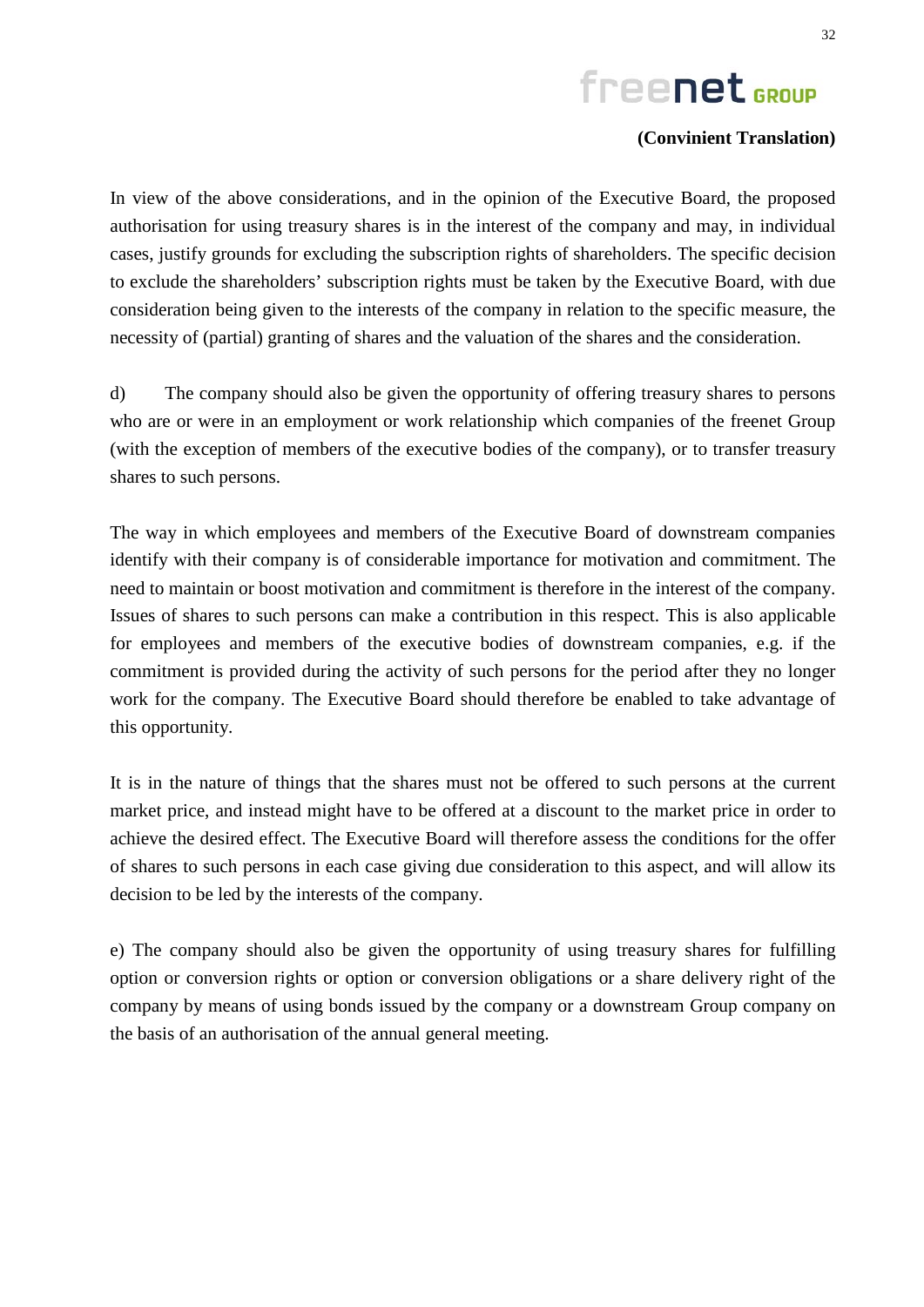**(Convinient Translation)**

In view of the above considerations, and in the opinion of the Executive Board, the proposed authorisation for using treasury shares is in the interest of the company and may, in individual cases, justify grounds for excluding the subscription rights of shareholders. The specific decision to exclude the shareholders' subscription rights must be taken by the Executive Board, with due consideration being given to the interests of the company in relation to the specific measure, the necessity of (partial) granting of shares and the valuation of the shares and the consideration.

d) The company should also be given the opportunity of offering treasury shares to persons who are or were in an employment or work relationship which companies of the freenet Group (with the exception of members of the executive bodies of the company), or to transfer treasury shares to such persons.

The way in which employees and members of the Executive Board of downstream companies identify with their company is of considerable importance for motivation and commitment. The need to maintain or boost motivation and commitment is therefore in the interest of the company. Issues of shares to such persons can make a contribution in this respect. This is also applicable for employees and members of the executive bodies of downstream companies, e.g. if the commitment is provided during the activity of such persons for the period after they no longer work for the company. The Executive Board should therefore be enabled to take advantage of this opportunity.

It is in the nature of things that the shares must not be offered to such persons at the current market price, and instead might have to be offered at a discount to the market price in order to achieve the desired effect. The Executive Board will therefore assess the conditions for the offer of shares to such persons in each case giving due consideration to this aspect, and will allow its decision to be led by the interests of the company.

e) The company should also be given the opportunity of using treasury shares for fulfilling option or conversion rights or option or conversion obligations or a share delivery right of the company by means of using bonds issued by the company or a downstream Group company on the basis of an authorisation of the annual general meeting.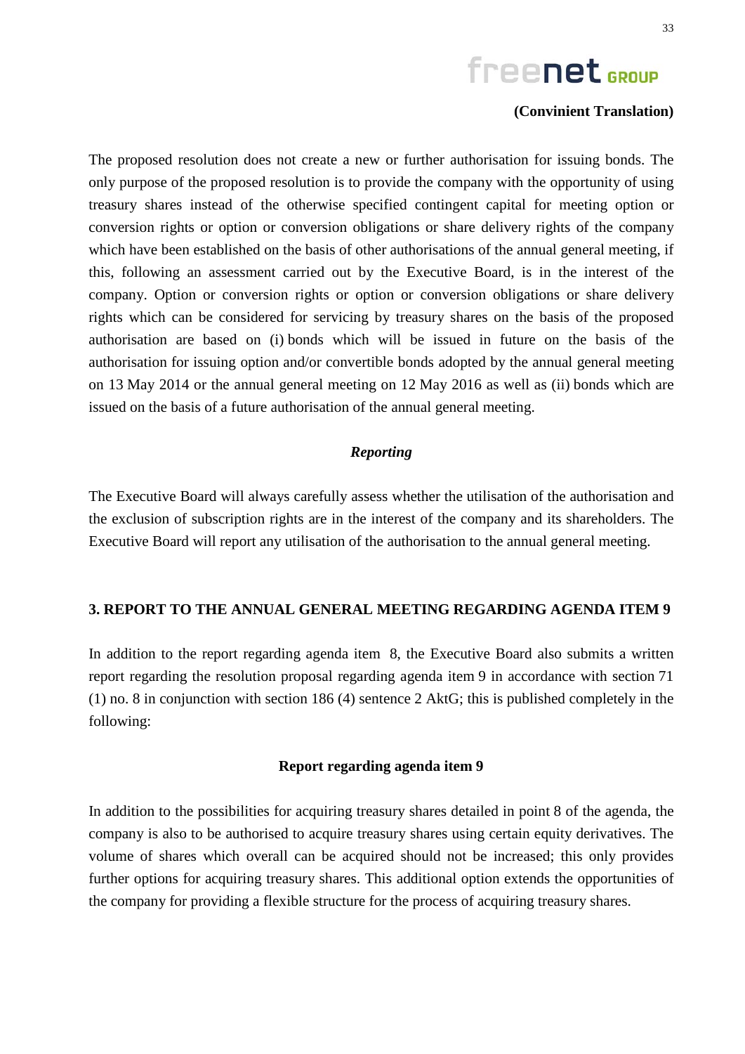**(Convinient Translation)**

The proposed resolution does not create a new or further authorisation for issuing bonds. The only purpose of the proposed resolution is to provide the company with the opportunity of using treasury shares instead of the otherwise specified contingent capital for meeting option or conversion rights or option or conversion obligations or share delivery rights of the company which have been established on the basis of other authorisations of the annual general meeting, if this, following an assessment carried out by the Executive Board, is in the interest of the company. Option or conversion rights or option or conversion obligations or share delivery rights which can be considered for servicing by treasury shares on the basis of the proposed authorisation are based on (i) bonds which will be issued in future on the basis of the authorisation for issuing option and/or convertible bonds adopted by the annual general meeting on 13 May 2014 or the annual general meeting on 12 May 2016 as well as (ii) bonds which are issued on the basis of a future authorisation of the annual general meeting.

***Reporting***

The Executive Board will always carefully assess whether the utilisation of the authorisation and the exclusion of subscription rights are in the interest of the company and its shareholders. The Executive Board will report any utilisation of the authorisation to the annual general meeting.

## 3. REPORT TO THE ANNUAL GENERAL MEETING REGARDING AGENDA ITEM 9

In addition to the report regarding agenda item 8, the Executive Board also submits a written report regarding the resolution proposal regarding agenda item 9 in accordance with section 71 (1) no. 8 in conjunction with section 186 (4) sentence 2 AktG; this is published completely in the following:

**Report regarding agenda item 9**

In addition to the possibilities for acquiring treasury shares detailed in point 8 of the agenda, the company is also to be authorised to acquire treasury shares using certain equity derivatives. The volume of shares which overall can be acquired should not be increased; this only provides further options for acquiring treasury shares. This additional option extends the opportunities of the company for providing a flexible structure for the process of acquiring treasury shares.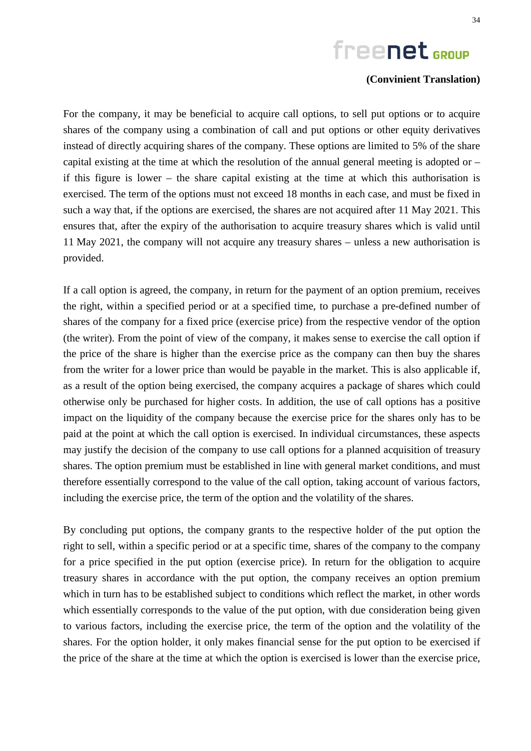For the company, it may be beneficial to acquire call options, to sell put options or to acquire shares of the company using a combination of call and put options or other equity derivatives instead of directly acquiring shares of the company. These options are limited to 5% of the share capital existing at the time at which the resolution of the annual general meeting is adopted or – if this figure is lower – the share capital existing at the time at which this authorisation is exercised. The term of the options must not exceed 18 months in each case, and must be fixed in such a way that, if the options are exercised, the shares are not acquired after 11 May 2021. This ensures that, after the expiry of the authorisation to acquire treasury shares which is valid until 11 May 2021, the company will not acquire any treasury shares – unless a new authorisation is provided.

If a call option is agreed, the company, in return for the payment of an option premium, receives the right, within a specified period or at a specified time, to purchase a pre-defined number of shares of the company for a fixed price (exercise price) from the respective vendor of the option (the writer). From the point of view of the company, it makes sense to exercise the call option if the price of the share is higher than the exercise price as the company can then buy the shares from the writer for a lower price than would be payable in the market. This is also applicable if, as a result of the option being exercised, the company acquires a package of shares which could otherwise only be purchased for higher costs. In addition, the use of call options has a positive impact on the liquidity of the company because the exercise price for the shares only has to be paid at the point at which the call option is exercised. In individual circumstances, these aspects may justify the decision of the company to use call options for a planned acquisition of treasury shares. The option premium must be established in line with general market conditions, and must therefore essentially correspond to the value of the call option, taking account of various factors, including the exercise price, the term of the option and the volatility of the shares.

By concluding put options, the company grants to the respective holder of the put option the right to sell, within a specific period or at a specific time, shares of the company to the company for a price specified in the put option (exercise price). In return for the obligation to acquire treasury shares in accordance with the put option, the company receives an option premium which in turn has to be established subject to conditions which reflect the market, in other words which essentially corresponds to the value of the put option, with due consideration being given to various factors, including the exercise price, the term of the option and the volatility of the shares. For the option holder, it only makes financial sense for the put option to be exercised if the price of the share at the time at which the option is exercised is lower than the exercise price,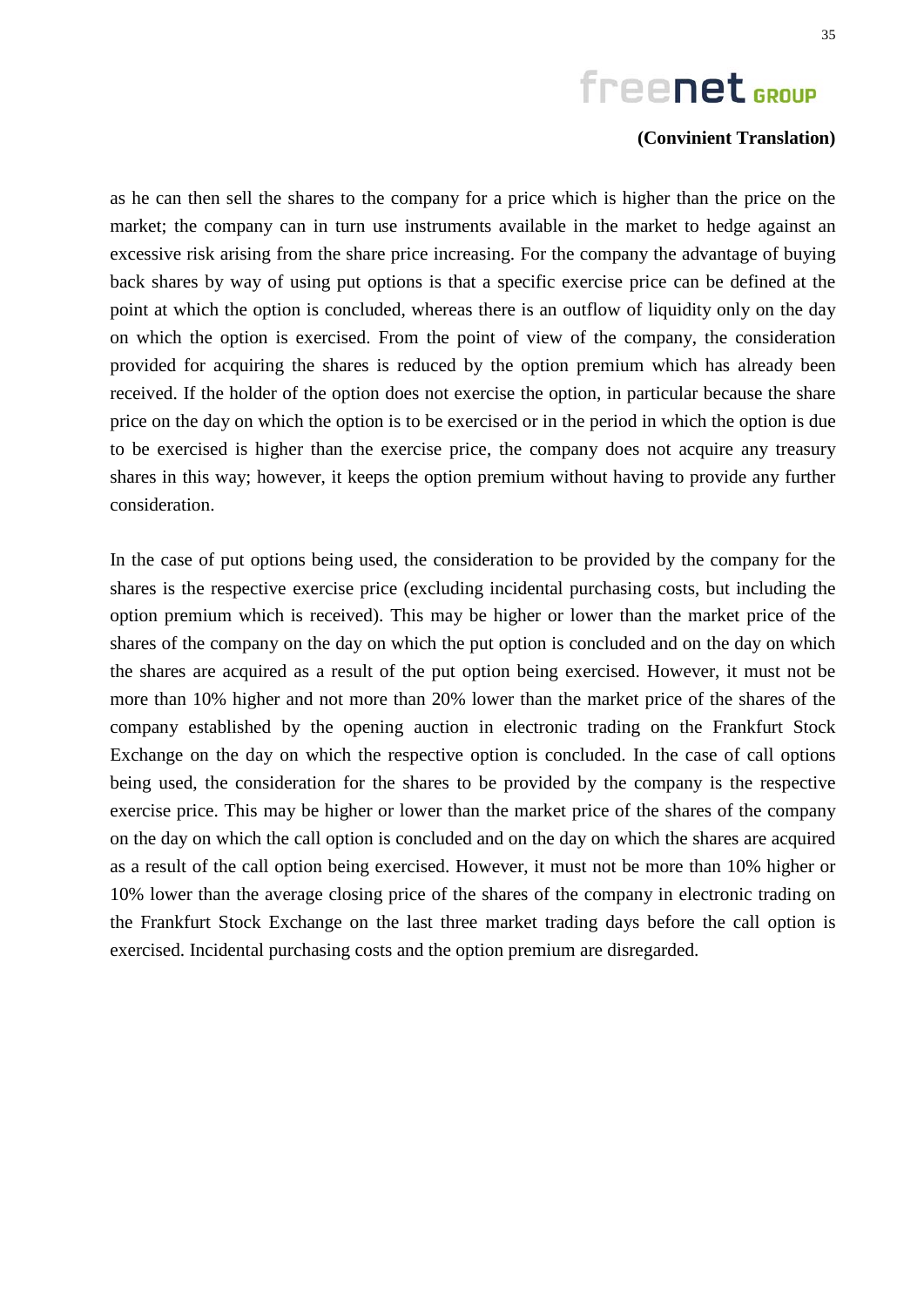as he can then sell the shares to the company for a price which is higher than the price on the market; the company can in turn use instruments available in the market to hedge against an excessive risk arising from the share price increasing. For the company the advantage of buying back shares by way of using put options is that a specific exercise price can be defined at the point at which the option is concluded, whereas there is an outflow of liquidity only on the day on which the option is exercised. From the point of view of the company, the consideration provided for acquiring the shares is reduced by the option premium which has already been received. If the holder of the option does not exercise the option, in particular because the share price on the day on which the option is to be exercised or in the period in which the option is due to be exercised is higher than the exercise price, the company does not acquire any treasury shares in this way; however, it keeps the option premium without having to provide any further consideration.

In the case of put options being used, the consideration to be provided by the company for the shares is the respective exercise price (excluding incidental purchasing costs, but including the option premium which is received). This may be higher or lower than the market price of the shares of the company on the day on which the put option is concluded and on the day on which the shares are acquired as a result of the put option being exercised. However, it must not be more than 10% higher and not more than 20% lower than the market price of the shares of the company established by the opening auction in electronic trading on the Frankfurt Stock Exchange on the day on which the respective option is concluded. In the case of call options being used, the consideration for the shares to be provided by the company is the respective exercise price. This may be higher or lower than the market price of the shares of the company on the day on which the call option is concluded and on the day on which the shares are acquired as a result of the call option being exercised. However, it must not be more than 10% higher or 10% lower than the average closing price of the shares of the company in electronic trading on the Frankfurt Stock Exchange on the last three market trading days before the call option is exercised. Incidental purchasing costs and the option premium are disregarded.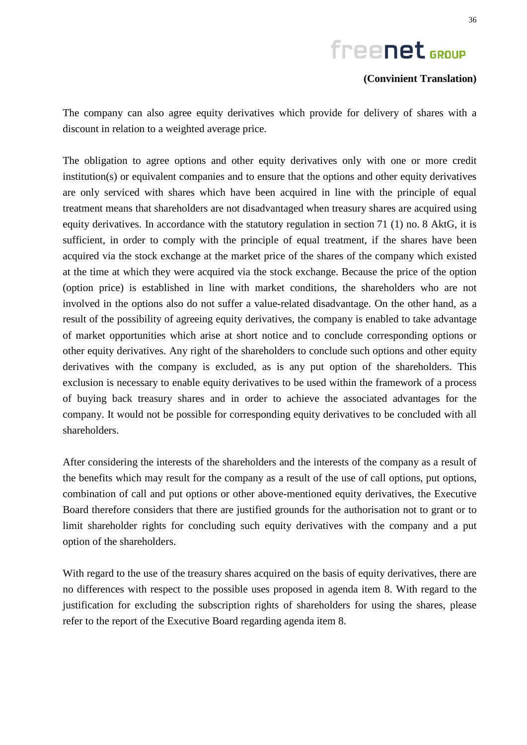**(Convinient Translation)**

The company can also agree equity derivatives which provide for delivery of shares with a discount in relation to a weighted average price.

The obligation to agree options and other equity derivatives only with one or more credit institution(s) or equivalent companies and to ensure that the options and other equity derivatives are only serviced with shares which have been acquired in line with the principle of equal treatment means that shareholders are not disadvantaged when treasury shares are acquired using equity derivatives. In accordance with the statutory regulation in section 71 (1) no. 8 AktG, it is sufficient, in order to comply with the principle of equal treatment, if the shares have been acquired via the stock exchange at the market price of the shares of the company which existed at the time at which they were acquired via the stock exchange. Because the price of the option (option price) is established in line with market conditions, the shareholders who are not involved in the options also do not suffer a value-related disadvantage. On the other hand, as a result of the possibility of agreeing equity derivatives, the company is enabled to take advantage of market opportunities which arise at short notice and to conclude corresponding options or other equity derivatives. Any right of the shareholders to conclude such options and other equity derivatives with the company is excluded, as is any put option of the shareholders. This exclusion is necessary to enable equity derivatives to be used within the framework of a process of buying back treasury shares and in order to achieve the associated advantages for the company. It would not be possible for corresponding equity derivatives to be concluded with all shareholders.

After considering the interests of the shareholders and the interests of the company as a result of the benefits which may result for the company as a result of the use of call options, put options, combination of call and put options or other above-mentioned equity derivatives, the Executive Board therefore considers that there are justified grounds for the authorisation not to grant or to limit shareholder rights for concluding such equity derivatives with the company and a put option of the shareholders.

With regard to the use of the treasury shares acquired on the basis of equity derivatives, there are no differences with respect to the possible uses proposed in agenda item 8. With regard to the justification for excluding the subscription rights of shareholders for using the shares, please refer to the report of the Executive Board regarding agenda item 8.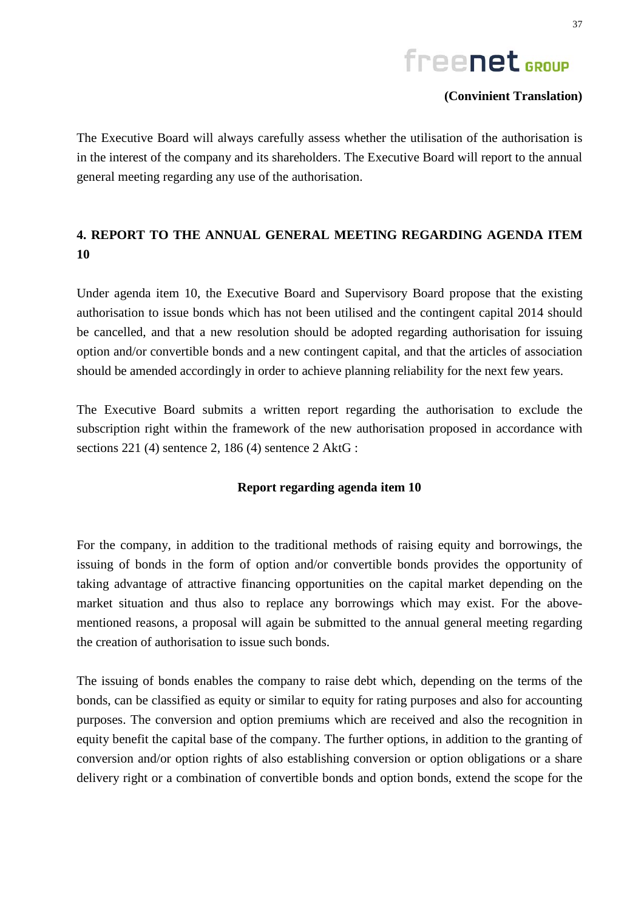**(Convinient Translation)**

The Executive Board will always carefully assess whether the utilisation of the authorisation is in the interest of the company and its shareholders. The Executive Board will report to the annual general meeting regarding any use of the authorisation.

## 4. REPORT TO THE ANNUAL GENERAL MEETING REGARDING AGENDA ITEM 10

Under agenda item 10, the Executive Board and Supervisory Board propose that the existing authorisation to issue bonds which has not been utilised and the contingent capital 2014 should be cancelled, and that a new resolution should be adopted regarding authorisation for issuing option and/or convertible bonds and a new contingent capital, and that the articles of association should be amended accordingly in order to achieve planning reliability for the next few years.

The Executive Board submits a written report regarding the authorisation to exclude the subscription right within the framework of the new authorisation proposed in accordance with sections 221 (4) sentence 2, 186 (4) sentence 2 AktG :

**Report regarding agenda item 10**

For the company, in addition to the traditional methods of raising equity and borrowings, the issuing of bonds in the form of option and/or convertible bonds provides the opportunity of taking advantage of attractive financing opportunities on the capital market depending on the market situation and thus also to replace any borrowings which may exist. For the above-mentioned reasons, a proposal will again be submitted to the annual general meeting regarding the creation of authorisation to issue such bonds.

The issuing of bonds enables the company to raise debt which, depending on the terms of the bonds, can be classified as equity or similar to equity for rating purposes and also for accounting purposes. The conversion and option premiums which are received and also the recognition in equity benefit the capital base of the company. The further options, in addition to the granting of conversion and/or option rights of also establishing conversion or option obligations or a share delivery right or a combination of convertible bonds and option bonds, extend the scope for the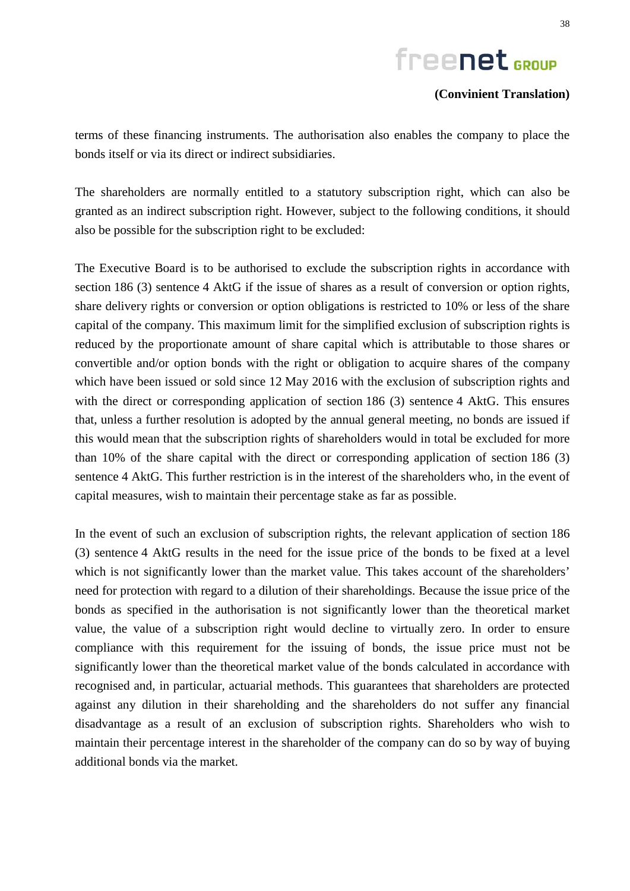**(Convinient Translation)**

terms of these financing instruments. The authorisation also enables the company to place the bonds itself or via its direct or indirect subsidiaries.

The shareholders are normally entitled to a statutory subscription right, which can also be granted as an indirect subscription right. However, subject to the following conditions, it should also be possible for the subscription right to be excluded:

The Executive Board is to be authorised to exclude the subscription rights in accordance with section 186 (3) sentence 4 AktG if the issue of shares as a result of conversion or option rights, share delivery rights or conversion or option obligations is restricted to 10% or less of the share capital of the company. This maximum limit for the simplified exclusion of subscription rights is reduced by the proportionate amount of share capital which is attributable to those shares or convertible and/or option bonds with the right or obligation to acquire shares of the company which have been issued or sold since 12 May 2016 with the exclusion of subscription rights and with the direct or corresponding application of section 186 (3) sentence 4 AktG. This ensures that, unless a further resolution is adopted by the annual general meeting, no bonds are issued if this would mean that the subscription rights of shareholders would in total be excluded for more than 10% of the share capital with the direct or corresponding application of section 186 (3) sentence 4 AktG. This further restriction is in the interest of the shareholders who, in the event of capital measures, wish to maintain their percentage stake as far as possible.

In the event of such an exclusion of subscription rights, the relevant application of section 186 (3) sentence 4 AktG results in the need for the issue price of the bonds to be fixed at a level which is not significantly lower than the market value. This takes account of the shareholders' need for protection with regard to a dilution of their shareholdings. Because the issue price of the bonds as specified in the authorisation is not significantly lower than the theoretical market value, the value of a subscription right would decline to virtually zero. In order to ensure compliance with this requirement for the issuing of bonds, the issue price must not be significantly lower than the theoretical market value of the bonds calculated in accordance with recognised and, in particular, actuarial methods. This guarantees that shareholders are protected against any dilution in their shareholding and the shareholders do not suffer any financial disadvantage as a result of an exclusion of subscription rights. Shareholders who wish to maintain their percentage interest in the shareholder of the company can do so by way of buying additional bonds via the market.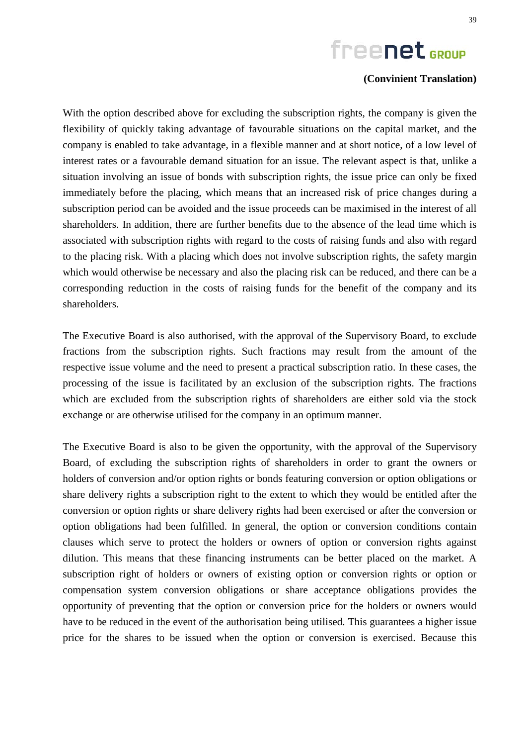**(Convinient Translation)**

With the option described above for excluding the subscription rights, the company is given the flexibility of quickly taking advantage of favourable situations on the capital market, and the company is enabled to take advantage, in a flexible manner and at short notice, of a low level of interest rates or a favourable demand situation for an issue. The relevant aspect is that, unlike a situation involving an issue of bonds with subscription rights, the issue price can only be fixed immediately before the placing, which means that an increased risk of price changes during a subscription period can be avoided and the issue proceeds can be maximised in the interest of all shareholders. In addition, there are further benefits due to the absence of the lead time which is associated with subscription rights with regard to the costs of raising funds and also with regard to the placing risk. With a placing which does not involve subscription rights, the safety margin which would otherwise be necessary and also the placing risk can be reduced, and there can be a corresponding reduction in the costs of raising funds for the benefit of the company and its shareholders.

The Executive Board is also authorised, with the approval of the Supervisory Board, to exclude fractions from the subscription rights. Such fractions may result from the amount of the respective issue volume and the need to present a practical subscription ratio. In these cases, the processing of the issue is facilitated by an exclusion of the subscription rights. The fractions which are excluded from the subscription rights of shareholders are either sold via the stock exchange or are otherwise utilised for the company in an optimum manner.

The Executive Board is also to be given the opportunity, with the approval of the Supervisory Board, of excluding the subscription rights of shareholders in order to grant the owners or holders of conversion and/or option rights or bonds featuring conversion or option obligations or share delivery rights a subscription right to the extent to which they would be entitled after the conversion or option rights or share delivery rights had been exercised or after the conversion or option obligations had been fulfilled. In general, the option or conversion conditions contain clauses which serve to protect the holders or owners of option or conversion rights against dilution. This means that these financing instruments can be better placed on the market. A subscription right of holders or owners of existing option or conversion rights or option or compensation system conversion obligations or share acceptance obligations provides the opportunity of preventing that the option or conversion price for the holders or owners would have to be reduced in the event of the authorisation being utilised. This guarantees a higher issue price for the shares to be issued when the option or conversion is exercised. Because this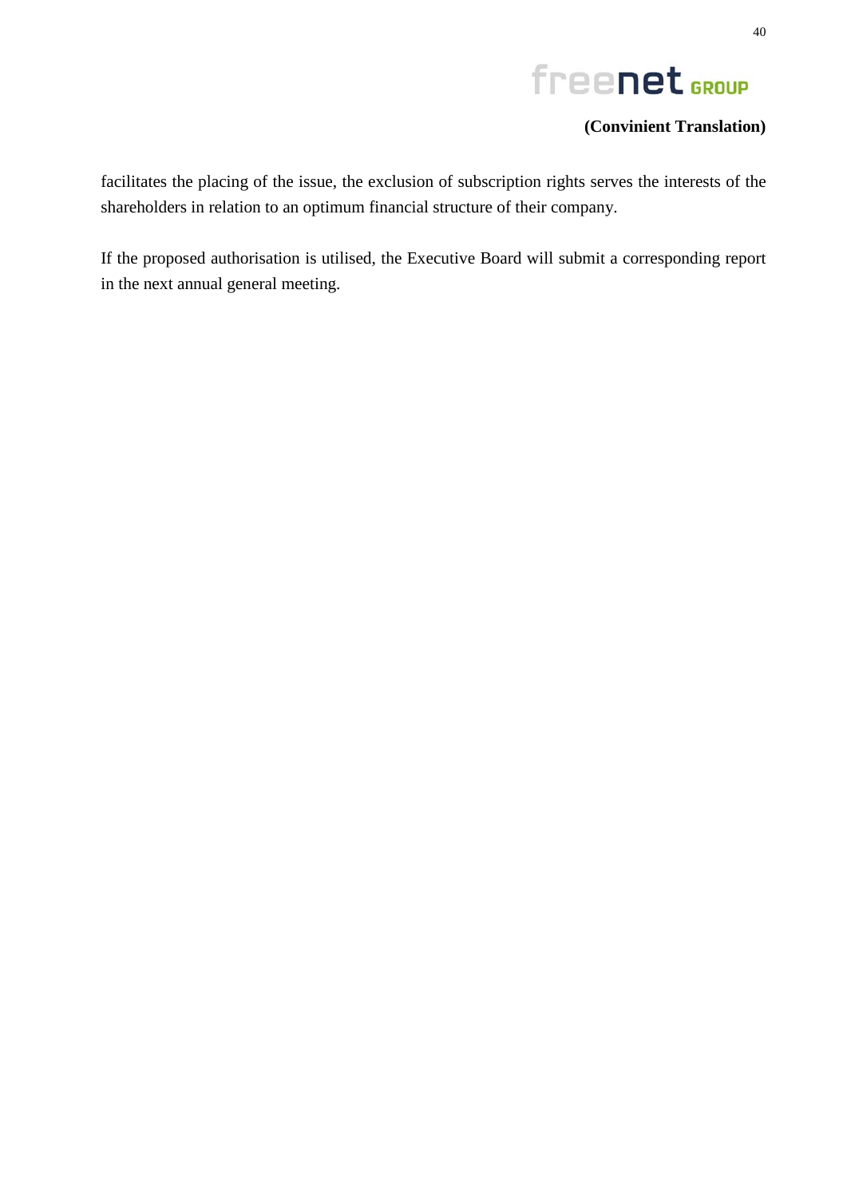facilitates the placing of the issue, the exclusion of subscription rights serves the interests of the shareholders in relation to an optimum financial structure of their company.

If the proposed authorisation is utilised, the Executive Board will submit a corresponding report in the next annual general meeting.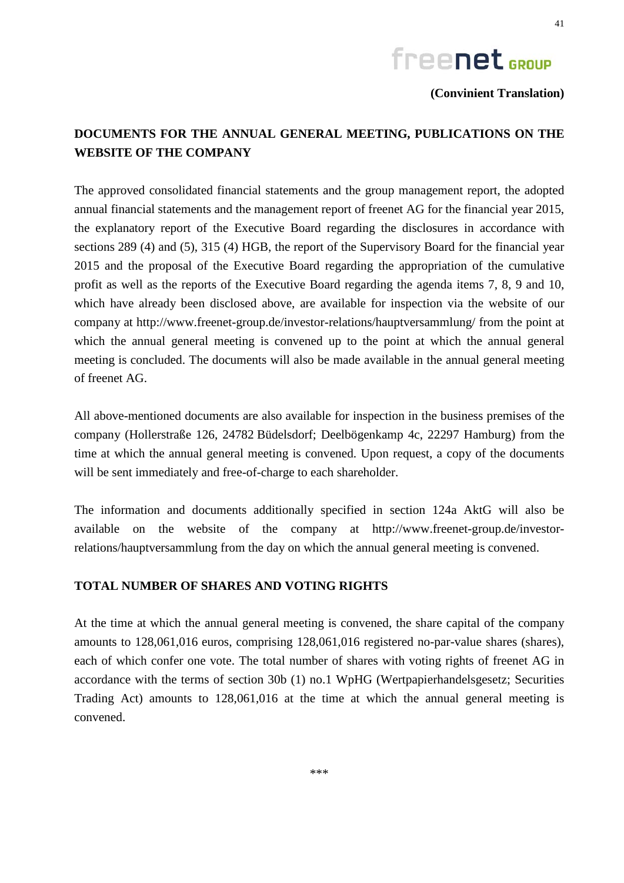**(Convinient Translation)**

## DOCUMENTS FOR THE ANNUAL GENERAL MEETING, PUBLICATIONS ON THE WEBSITE OF THE COMPANY

The approved consolidated financial statements and the group management report, the adopted annual financial statements and the management report of freenet AG for the financial year 2015, the explanatory report of the Executive Board regarding the disclosures in accordance with sections 289 (4) and (5), 315 (4) HGB, the report of the Supervisory Board for the financial year 2015 and the proposal of the Executive Board regarding the appropriation of the cumulative profit as well as the reports of the Executive Board regarding the agenda items 7, 8, 9 and 10, which have already been disclosed above, are available for inspection via the website of our company at http://www.freenet-group.de/investor-relations/hauptversammlung/ from the point at which the annual general meeting is convened up to the point at which the annual general meeting is concluded. The documents will also be made available in the annual general meeting of freenet AG.

All above-mentioned documents are also available for inspection in the business premises of the company (Hollerstraße 126, 24782 Büdelsdorf; Deelbögenkamp 4c, 22297 Hamburg) from the time at which the annual general meeting is convened. Upon request, a copy of the documents will be sent immediately and free-of-charge to each shareholder.

The information and documents additionally specified in section 124a AktG will also be available on the website of the company at http://www.freenet-group.de/investor-relations/hauptversammlung from the day on which the annual general meeting is convened.

## TOTAL NUMBER OF SHARES AND VOTING RIGHTS

At the time at which the annual general meeting is convened, the share capital of the company amounts to 128,061,016 euros, comprising 128,061,016 registered no-par-value shares (shares), each of which confer one vote. The total number of shares with voting rights of freenet AG in accordance with the terms of section 30b (1) no.1 WpHG (Wertpapierhandelsgesetz; Securities Trading Act) amounts to 128,061,016 at the time at which the annual general meeting is convened.

***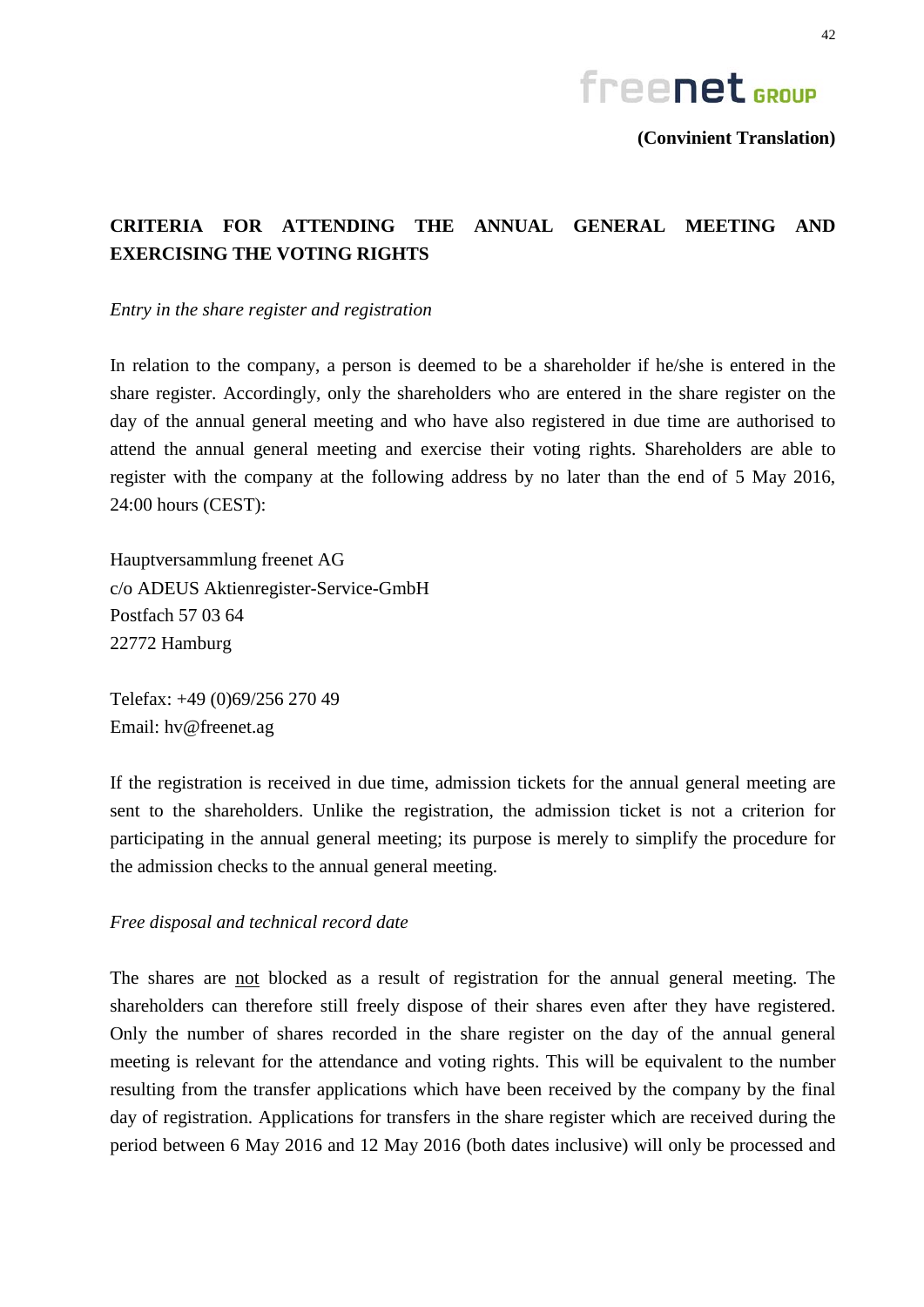**(Convinient Translation)**

## CRITERIA FOR ATTENDING THE ANNUAL GENERAL MEETING AND EXERCISING THE VOTING RIGHTS

*Entry in the share register and registration*

In relation to the company, a person is deemed to be a shareholder if he/she is entered in the share register. Accordingly, only the shareholders who are entered in the share register on the day of the annual general meeting and who have also registered in due time are authorised to attend the annual general meeting and exercise their voting rights. Shareholders are able to register with the company at the following address by no later than the end of 5 May 2016, 24:00 hours (CEST):

Hauptversammlung freenet AG
c/o ADEUS Aktienregister-Service-GmbH
Postfach 57 03 64
22772 Hamburg

Telefax: +49 (0)69/256 270 49
Email: hv@freenet.ag

If the registration is received in due time, admission tickets for the annual general meeting are sent to the shareholders. Unlike the registration, the admission ticket is not a criterion for participating in the annual general meeting; its purpose is merely to simplify the procedure for the admission checks to the annual general meeting.

*Free disposal and technical record date*

The shares are <u>not</u> blocked as a result of registration for the annual general meeting. The shareholders can therefore still freely dispose of their shares even after they have registered. Only the number of shares recorded in the share register on the day of the annual general meeting is relevant for the attendance and voting rights. This will be equivalent to the number resulting from the transfer applications which have been received by the company by the final day of registration. Applications for transfers in the share register which are received during the period between 6 May 2016 and 12 May 2016 (both dates inclusive) will only be processed and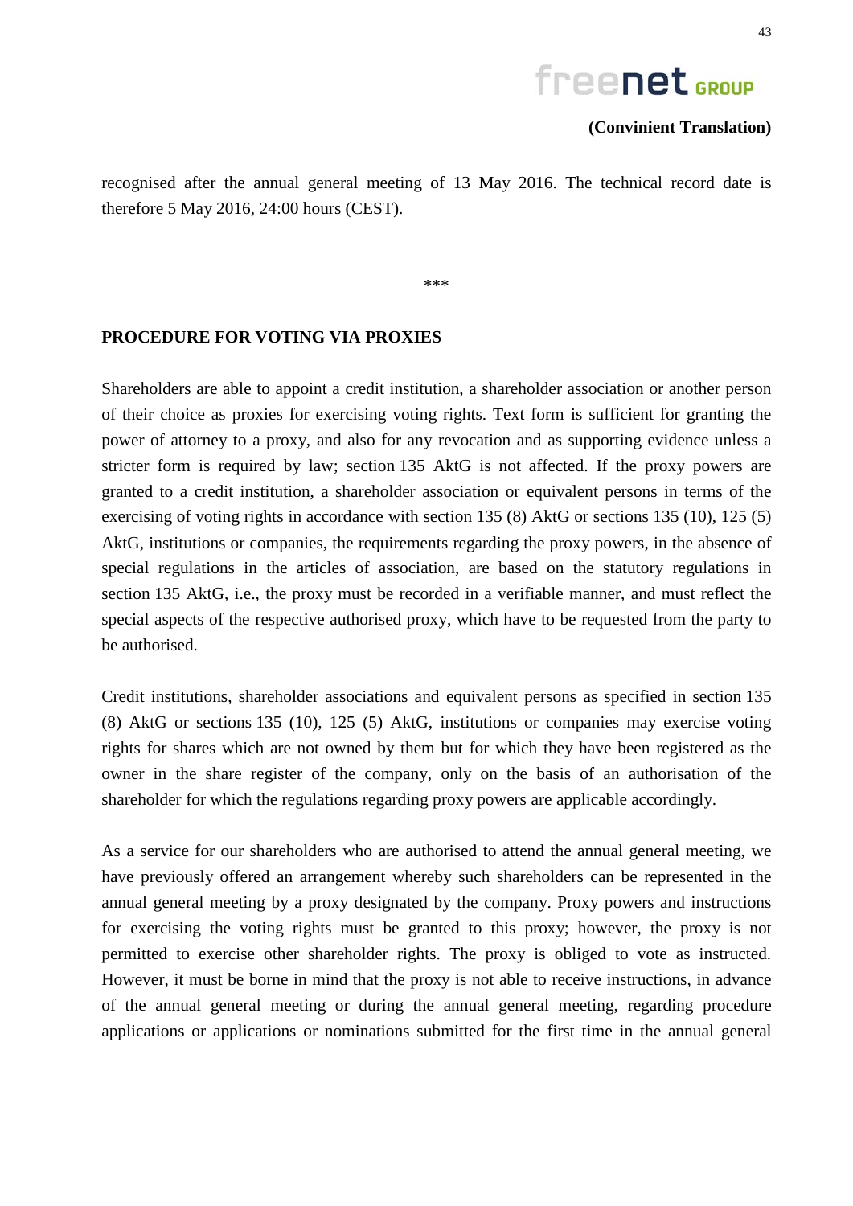recognised after the annual general meeting of 13 May 2016. The technical record date is therefore 5 May 2016, 24:00 hours (CEST).

***

## PROCEDURE FOR VOTING VIA PROXIES

Shareholders are able to appoint a credit institution, a shareholder association or another person of their choice as proxies for exercising voting rights. Text form is sufficient for granting the power of attorney to a proxy, and also for any revocation and as supporting evidence unless a stricter form is required by law; section 135 AktG is not affected. If the proxy powers are granted to a credit institution, a shareholder association or equivalent persons in terms of the exercising of voting rights in accordance with section 135 (8) AktG or sections 135 (10), 125 (5) AktG, institutions or companies, the requirements regarding the proxy powers, in the absence of special regulations in the articles of association, are based on the statutory regulations in section 135 AktG, i.e., the proxy must be recorded in a verifiable manner, and must reflect the special aspects of the respective authorised proxy, which have to be requested from the party to be authorised.

Credit institutions, shareholder associations and equivalent persons as specified in section 135 (8) AktG or sections 135 (10), 125 (5) AktG, institutions or companies may exercise voting rights for shares which are not owned by them but for which they have been registered as the owner in the share register of the company, only on the basis of an authorisation of the shareholder for which the regulations regarding proxy powers are applicable accordingly.

As a service for our shareholders who are authorised to attend the annual general meeting, we have previously offered an arrangement whereby such shareholders can be represented in the annual general meeting by a proxy designated by the company. Proxy powers and instructions for exercising the voting rights must be granted to this proxy; however, the proxy is not permitted to exercise other shareholder rights. The proxy is obliged to vote as instructed. However, it must be borne in mind that the proxy is not able to receive instructions, in advance of the annual general meeting or during the annual general meeting, regarding procedure applications or applications or nominations submitted for the first time in the annual general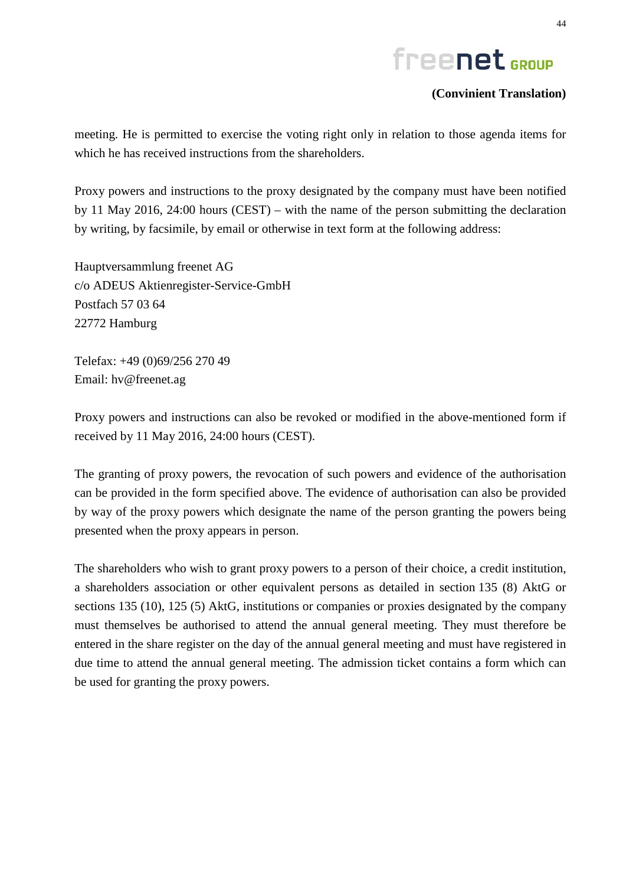**(Convinient Translation)**

meeting. He is permitted to exercise the voting right only in relation to those agenda items for which he has received instructions from the shareholders.

Proxy powers and instructions to the proxy designated by the company must have been notified by 11 May 2016, 24:00 hours (CEST) – with the name of the person submitting the declaration by writing, by facsimile, by email or otherwise in text form at the following address:

Hauptversammlung freenet AG
c/o ADEUS Aktienregister-Service-GmbH
Postfach 57 03 64
22772 Hamburg

Telefax: +49 (0)69/256 270 49
Email: hv@freenet.ag

Proxy powers and instructions can also be revoked or modified in the above-mentioned form if received by 11 May 2016, 24:00 hours (CEST).

The granting of proxy powers, the revocation of such powers and evidence of the authorisation can be provided in the form specified above. The evidence of authorisation can also be provided by way of the proxy powers which designate the name of the person granting the powers being presented when the proxy appears in person.

The shareholders who wish to grant proxy powers to a person of their choice, a credit institution, a shareholders association or other equivalent persons as detailed in section 135 (8) AktG or sections 135 (10), 125 (5) AktG, institutions or companies or proxies designated by the company must themselves be authorised to attend the annual general meeting. They must therefore be entered in the share register on the day of the annual general meeting and must have registered in due time to attend the annual general meeting. The admission ticket contains a form which can be used for granting the proxy powers.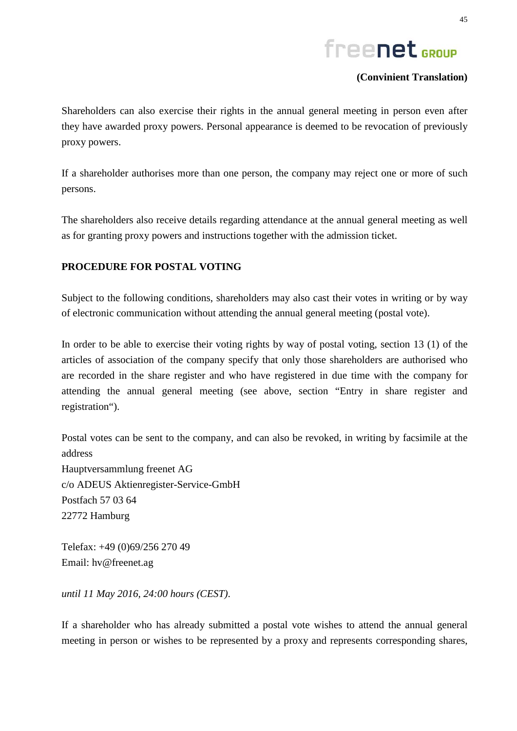**(Convinient Translation)**

Shareholders can also exercise their rights in the annual general meeting in person even after they have awarded proxy powers. Personal appearance is deemed to be revocation of previously proxy powers.

If a shareholder authorises more than one person, the company may reject one or more of such persons.

The shareholders also receive details regarding attendance at the annual general meeting as well as for granting proxy powers and instructions together with the admission ticket.

**PROCEDURE FOR POSTAL VOTING**

Subject to the following conditions, shareholders may also cast their votes in writing or by way of electronic communication without attending the annual general meeting (postal vote).

In order to be able to exercise their voting rights by way of postal voting, section 13 (1) of the articles of association of the company specify that only those shareholders are authorised who are recorded in the share register and who have registered in due time with the company for attending the annual general meeting (see above, section "Entry in share register and registration").

Postal votes can be sent to the company, and can also be revoked, in writing by facsimile at the address
Hauptversammlung freenet AG
c/o ADEUS Aktienregister-Service-GmbH
Postfach 57 03 64
22772 Hamburg

Telefax: +49 (0)69/256 270 49
Email: hv@freenet.ag

*until 11 May 2016, 24:00 hours (CEST).*

If a shareholder who has already submitted a postal vote wishes to attend the annual general meeting in person or wishes to be represented by a proxy and represents corresponding shares,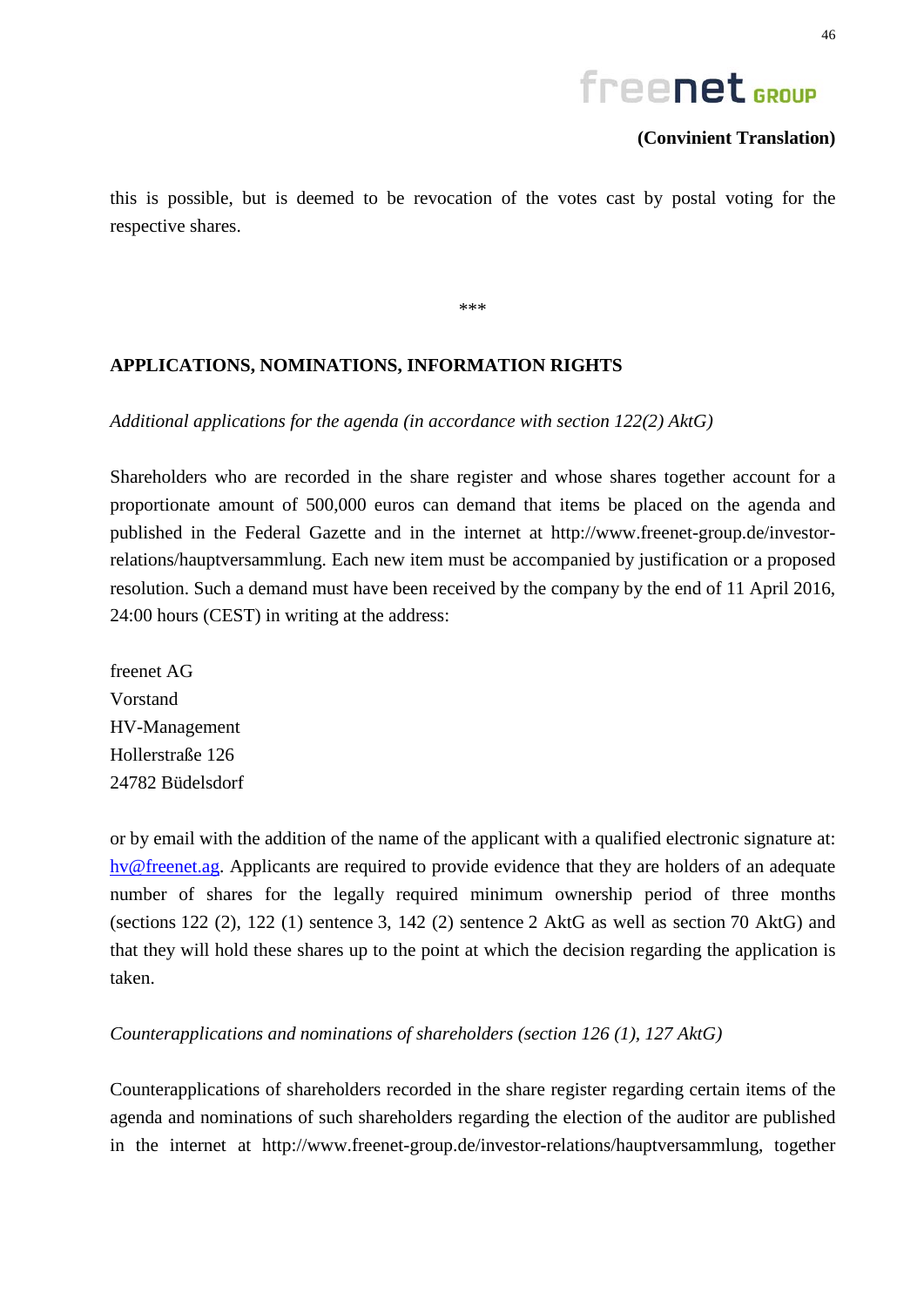this is possible, but is deemed to be revocation of the votes cast by postal voting for the respective shares.

***

## APPLICATIONS, NOMINATIONS, INFORMATION RIGHTS

*Additional applications for the agenda (in accordance with section 122(2) AktG)*

Shareholders who are recorded in the share register and whose shares together account for a proportionate amount of 500,000 euros can demand that items be placed on the agenda and published in the Federal Gazette and in the internet at http://www.freenet-group.de/investor-relations/hauptversammlung. Each new item must be accompanied by justification or a proposed resolution. Such a demand must have been received by the company by the end of 11 April 2016, 24:00 hours (CEST) in writing at the address:

freenet AG
Vorstand
HV-Management
Hollerstraße 126
24782 Büdelsdorf

or by email with the addition of the name of the applicant with a qualified electronic signature at: hv@freenet.ag. Applicants are required to provide evidence that they are holders of an adequate number of shares for the legally required minimum ownership period of three months (sections 122 (2), 122 (1) sentence 3, 142 (2) sentence 2 AktG as well as section 70 AktG) and that they will hold these shares up to the point at which the decision regarding the application is taken.

*Counterapplications and nominations of shareholders (section 126 (1), 127 AktG)*

Counterapplications of shareholders recorded in the share register regarding certain items of the agenda and nominations of such shareholders regarding the election of the auditor are published in the internet at http://www.freenet-group.de/investor-relations/hauptversammlung, together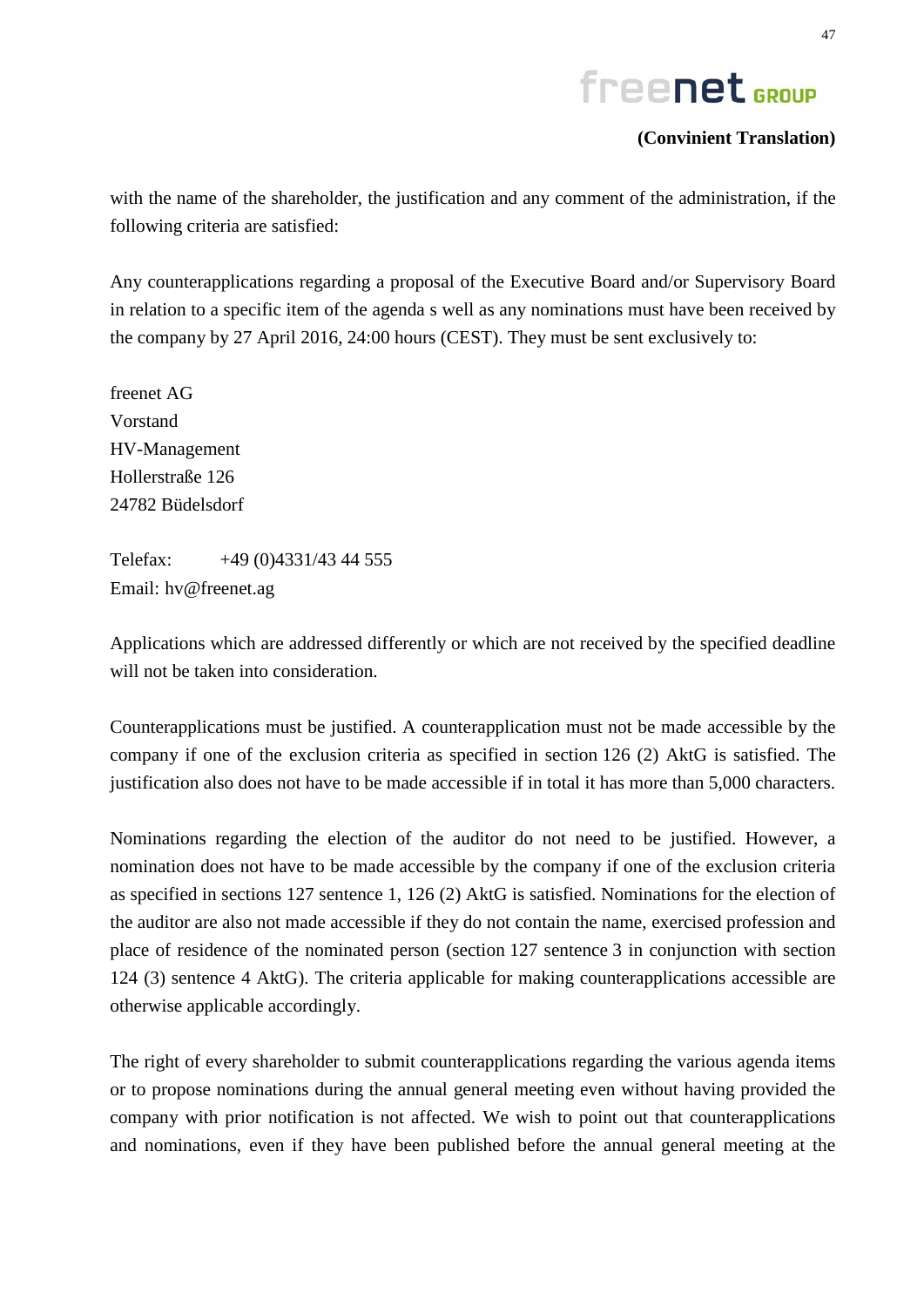with the name of the shareholder, the justification and any comment of the administration, if the following criteria are satisfied:

Any counterapplications regarding a proposal of the Executive Board and/or Supervisory Board in relation to a specific item of the agenda s well as any nominations must have been received by the company by 27 April 2016, 24:00 hours (CEST). They must be sent exclusively to:

freenet AG  
Vorstand  
HV-Management  
Hollerstraße 126  
24782 Büdelsdorf

Telefax: +49 (0)4331/43 44 555  
Email: hv@freenet.ag

Applications which are addressed differently or which are not received by the specified deadline will not be taken into consideration.

Counterapplications must be justified. A counterapplication must not be made accessible by the company if one of the exclusion criteria as specified in section 126 (2) AktG is satisfied. The justification also does not have to be made accessible if in total it has more than 5,000 characters.

Nominations regarding the election of the auditor do not need to be justified. However, a nomination does not have to be made accessible by the company if one of the exclusion criteria as specified in sections 127 sentence 1, 126 (2) AktG is satisfied. Nominations for the election of the auditor are also not made accessible if they do not contain the name, exercised profession and place of residence of the nominated person (section 127 sentence 3 in conjunction with section 124 (3) sentence 4 AktG). The criteria applicable for making counterapplications accessible are otherwise applicable accordingly.

The right of every shareholder to submit counterapplications regarding the various agenda items or to propose nominations during the annual general meeting even without having provided the company with prior notification is not affected. We wish to point out that counterapplications and nominations, even if they have been published before the annual general meeting at the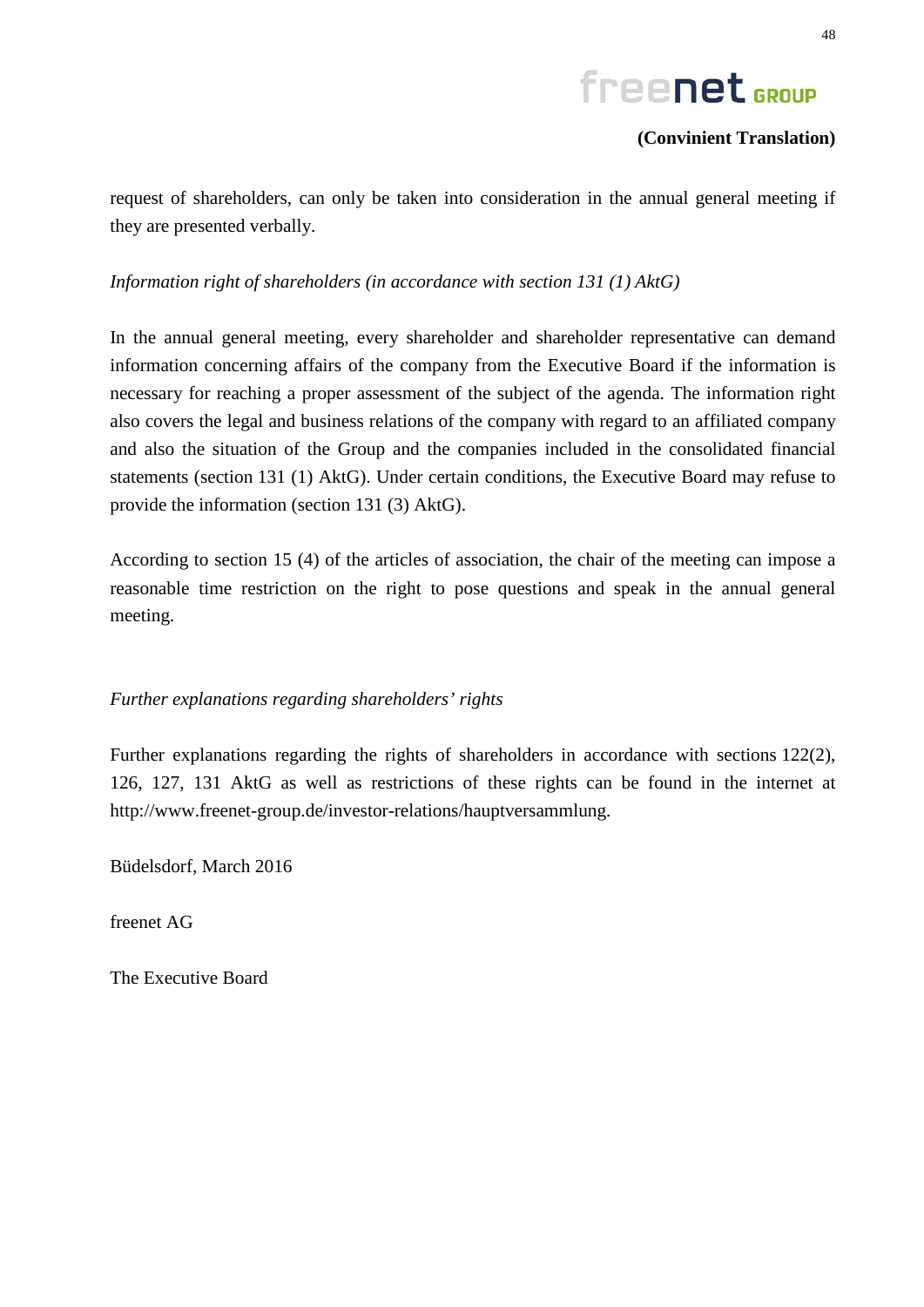request of shareholders, can only be taken into consideration in the annual general meeting if they are presented verbally.

*Information right of shareholders (in accordance with section 131 (1) AktG)*

In the annual general meeting, every shareholder and shareholder representative can demand information concerning affairs of the company from the Executive Board if the information is necessary for reaching a proper assessment of the subject of the agenda. The information right also covers the legal and business relations of the company with regard to an affiliated company and also the situation of the Group and the companies included in the consolidated financial statements (section 131 (1) AktG). Under certain conditions, the Executive Board may refuse to provide the information (section 131 (3) AktG).

According to section 15 (4) of the articles of association, the chair of the meeting can impose a reasonable time restriction on the right to pose questions and speak in the annual general meeting.

*Further explanations regarding shareholders' rights*

Further explanations regarding the rights of shareholders in accordance with sections 122(2), 126, 127, 131 AktG as well as restrictions of these rights can be found in the internet at http://www.freenet-group.de/investor-relations/hauptversammlung.

Büdelsdorf, March 2016

freenet AG

The Executive Board